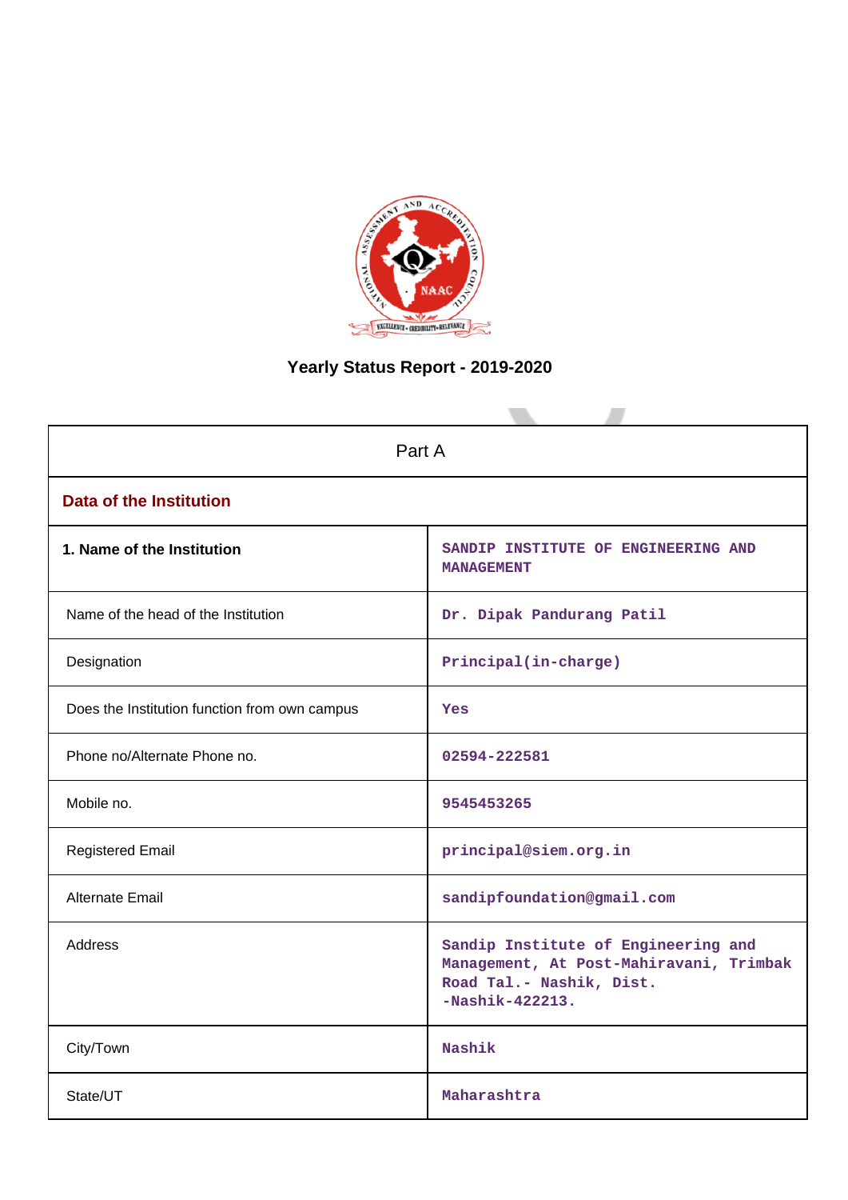# Yearly Status Report - 2019-2020

| Part A | |
|---|---|
| **Data of the Institution** | |
| **1. Name of the Institution** | SANDIP INSTITUTE OF ENGINEERING AND MANAGEMENT |
| Name of the head of the Institution | Dr. Dipak Pandurang Patil |
| Designation | Principal(in-charge) |
| Does the Institution function from own campus | Yes |
| Phone no/Alternate Phone no. | 02594-222581 |
| Mobile no. | 9545453265 |
| Registered Email | principal@siem.org.in |
| Alternate Email | sandipfoundation@gmail.com |
| Address | Sandip Institute of Engineering and Management, At Post-Mahiravani, Trimbak Road Tal.- Nashik, Dist. -Nashik-422213. |
| City/Town | Nashik |
| State/UT | Maharashtra |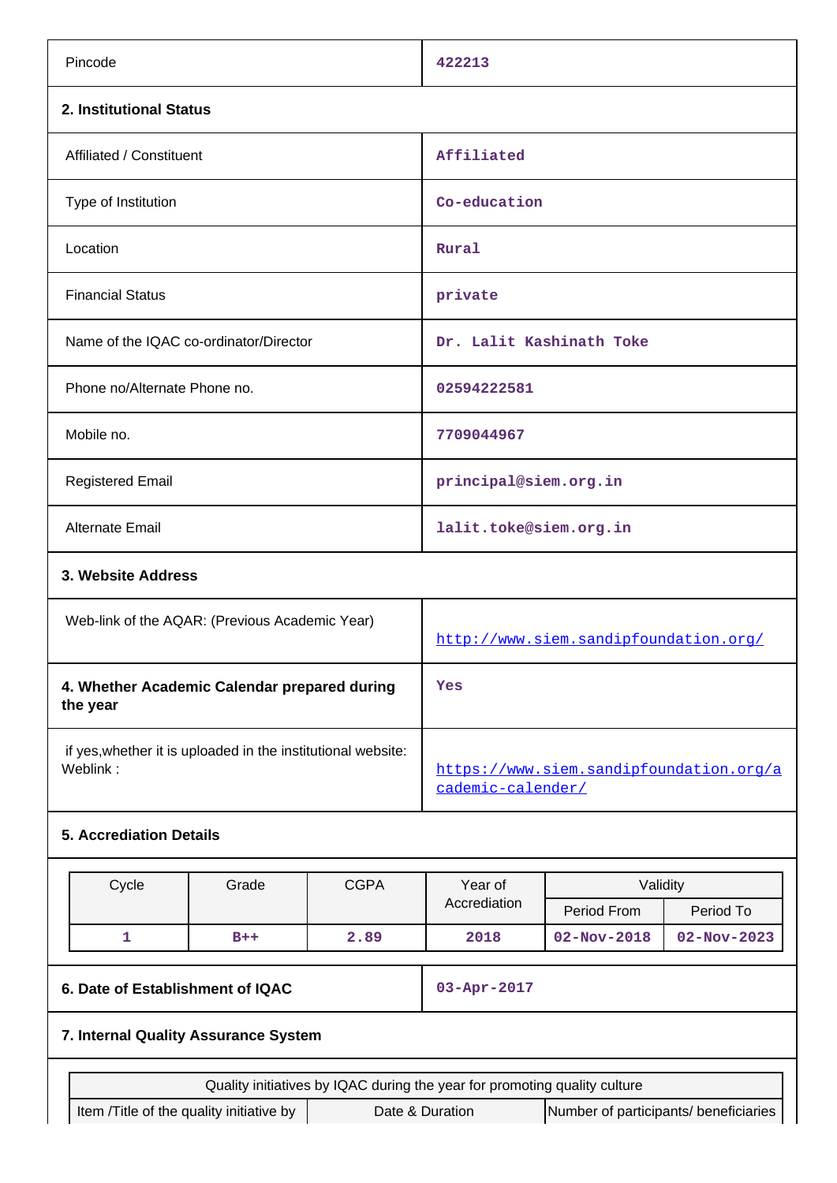| | |
|---|---|
| Pincode | 422213 |

**2. Institutional Status**

| | |
|---|---|
| Affiliated / Constituent | Affiliated |
| Type of Institution | Co-education |
| Location | Rural |
| Financial Status | private |
| Name of the IQAC co-ordinator/Director | Dr. Lalit Kashinath Toke |
| Phone no/Alternate Phone no. | 02594222581 |
| Mobile no. | 7709044967 |
| Registered Email | principal@siem.org.in |
| Alternate Email | lalit.toke@siem.org.in |

**3. Website Address**

| | |
|---|---|
| Web-link of the AQAR: (Previous Academic Year) | http://www.siem.sandipfoundation.org/ |
| **4. Whether Academic Calendar prepared during the year** | Yes |
| if yes,whether it is uploaded in the institutional website: Weblink : | https://www.siem.sandipfoundation.org/academic-calender/ |

**5. Accreditation Details**

| Cycle | Grade | CGPA | Year of Accrediation | Validity | |
|---|---|---|---|---|---|
| | | | | Period From | Period To |
| 1 | B++ | 2.89 | 2018 | 02-Nov-2018 | 02-Nov-2023 |

| | |
|---|---|
| **6. Date of Establishment of IQAC** | 03-Apr-2017 |

**7. Internal Quality Assurance System**

| Quality initiatives by IQAC during the year for promoting quality culture | | |
|---|---|---|
| Item /Title of the quality initiative by | Date & Duration | Number of participants/ beneficiaries |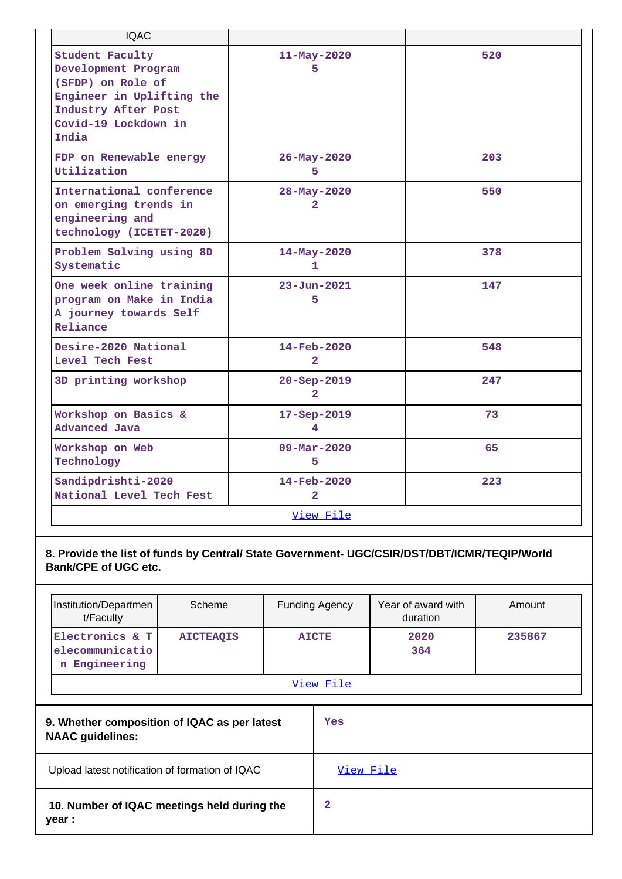| IQAC | | |
|---|---|---|
| Student Faculty Development Program (SFDP) on Role of Engineer in Uplifting the Industry After Post Covid-19 Lockdown in India | 11-May-2020<br>5 | 520 |
| FDP on Renewable energy Utilization | 26-May-2020<br>5 | 203 |
| International conference on emerging trends in engineering and technology (ICETET-2020) | 28-May-2020<br>2 | 550 |
| Problem Solving using 8D Systematic | 14-May-2020<br>1 | 378 |
| One week online training program on Make in India A journey towards Self Reliance | 23-Jun-2021<br>5 | 147 |
| Desire-2020 National Level Tech Fest | 14-Feb-2020<br>2 | 548 |
| 3D printing workshop | 20-Sep-2019<br>2 | 247 |
| Workshop on Basics & Advanced Java | 17-Sep-2019<br>4 | 73 |
| Workshop on Web Technology | 09-Mar-2020<br>5 | 65 |
| Sandipdrishti-2020 National Level Tech Fest | 14-Feb-2020<br>2 | 223 |
| View File | | |

**8. Provide the list of funds by Central/ State Government- UGC/CSIR/DST/DBT/ICMR/TEQIP/World Bank/CPE of UGC etc.**

| Institution/Department/Faculty | Scheme | Funding Agency | Year of award with duration | Amount |
|---|---|---|---|---|
| Electronics & Telecommunication Engineering | AICTEAQIS | AICTE | 2020<br>364 | 235867 |
| View File | | | | |

| | |
|---|---|
| **9. Whether composition of IQAC as per latest NAAC guidelines:** | Yes |
| Upload latest notification of formation of IQAC | View File |
| **10. Number of IQAC meetings held during the year :** | 2 |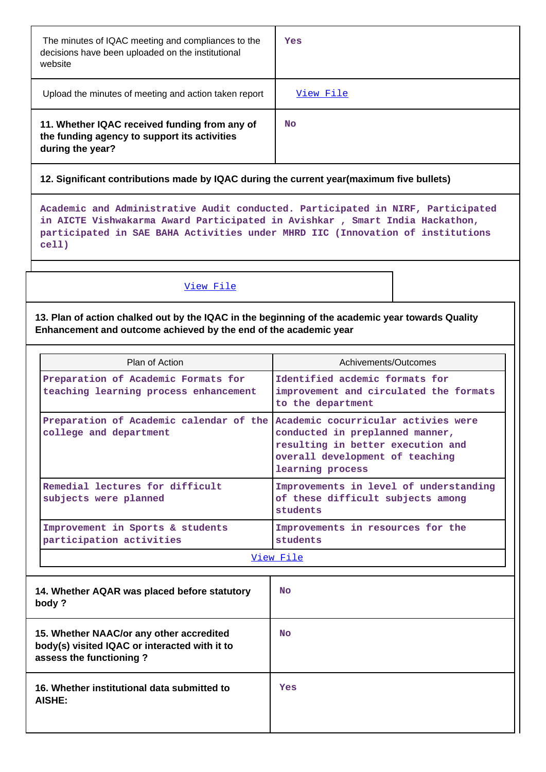| | |
|---|---|
| The minutes of IQAC meeting and compliances to the decisions have been uploaded on the institutional website | Yes |
| Upload the minutes of meeting and action taken report | View File |
| **11. Whether IQAC received funding from any of the funding agency to support its activities during the year?** | No |

**12. Significant contributions made by IQAC during the current year(maximum five bullets)**

Academic and Administrative Audit conducted. Participated in NIRF, Participated in AICTE Vishwakarma Award Participated in Avishkar , Smart India Hackathon, participated in SAE BAHA Activities under MHRD IIC (Innovation of institutions cell)

View File

**13. Plan of action chalked out by the IQAC in the beginning of the academic year towards Quality Enhancement and outcome achieved by the end of the academic year**

| Plan of Action | Achivements/Outcomes |
|---|---|
| Preparation of Academic Formats for teaching learning process enhancement | Identified acedemic formats for improvement and circulated the formats to the department |
| Preparation of Academic calendar of the college and department | Academic cocurricular activies were conducted in preplanned manner, resulting in better execution and overall development of teaching learning process |
| Remedial lectures for difficult subjects were planned | Improvements in level of understanding of these difficult subjects among students |
| Improvement in Sports & students participation activities | Improvements in resources for the students |

View File

| | |
|---|---|
| **14. Whether AQAR was placed before statutory body ?** | No |
| **15. Whether NAAC/or any other accredited body(s) visited IQAC or interacted with it to assess the functioning ?** | No |
| **16. Whether institutional data submitted to AISHE:** | Yes |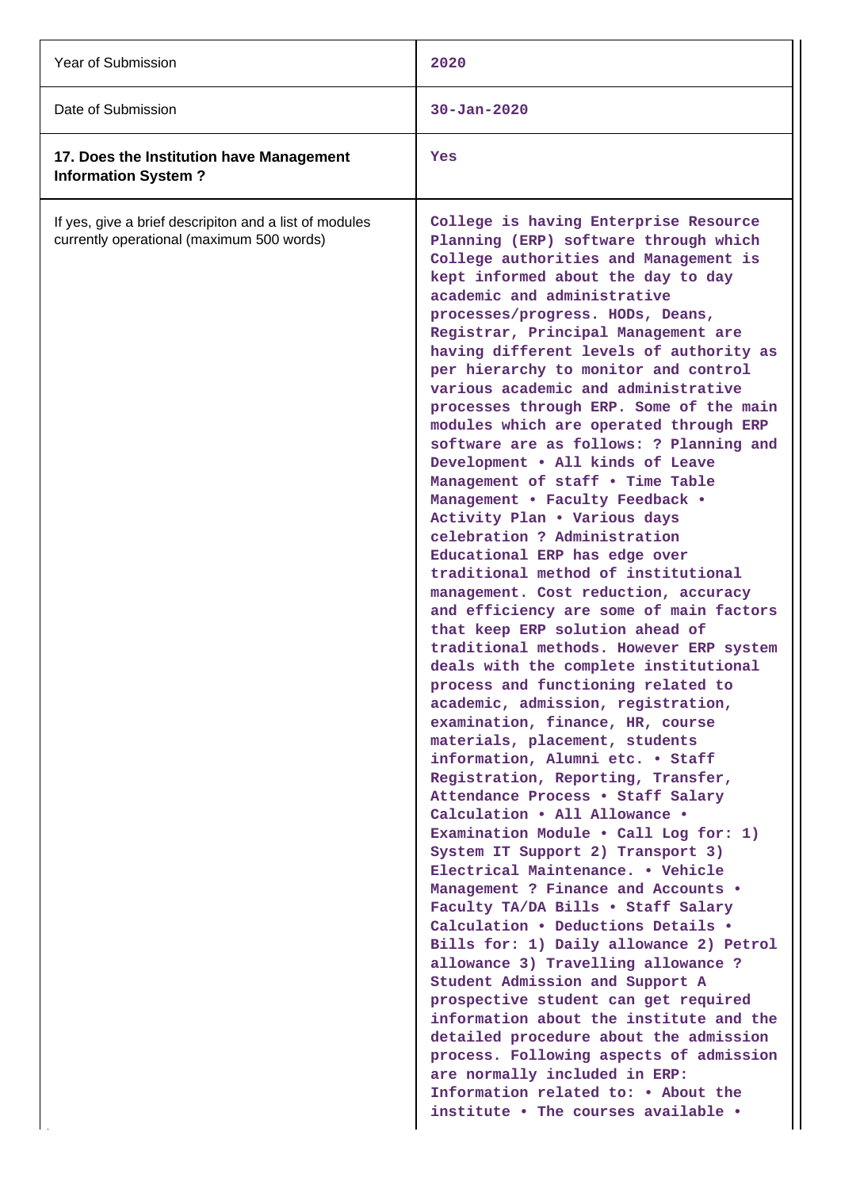| | |
|---|---|
| Year of Submission | 2020 |
| Date of Submission | 30-Jan-2020 |
| **17. Does the Institution have Management Information System ?** | Yes |
| If yes, give a brief descripiton and a list of modules currently operational (maximum 500 words) | College is having Enterprise Resource Planning (ERP) software through which College authorities and Management is kept informed about the day to day academic and administrative processes/progress. HODs, Deans, Registrar, Principal Management are having different levels of authority as per hierarchy to monitor and control various academic and administrative processes through ERP. Some of the main modules which are operated through ERP software are as follows: ? Planning and Development • All kinds of Leave Management of staff • Time Table Management • Faculty Feedback • Activity Plan • Various days celebration ? Administration Educational ERP has edge over traditional method of institutional management. Cost reduction, accuracy and efficiency are some of main factors that keep ERP solution ahead of traditional methods. However ERP system deals with the complete institutional process and functioning related to academic, admission, registration, examination, finance, HR, course materials, placement, students information, Alumni etc. • Staff Registration, Reporting, Transfer, Attendance Process • Staff Salary Calculation • All Allowance • Examination Module • Call Log for: 1) System IT Support 2) Transport 3) Electrical Maintenance. • Vehicle Management ? Finance and Accounts • Faculty TA/DA Bills • Staff Salary Calculation • Deductions Details • Bills for: 1) Daily allowance 2) Petrol allowance 3) Travelling allowance ? Student Admission and Support A prospective student can get required information about the institute and the detailed procedure about the admission process. Following aspects of admission are normally included in ERP: Information related to: • About the institute • The courses available • |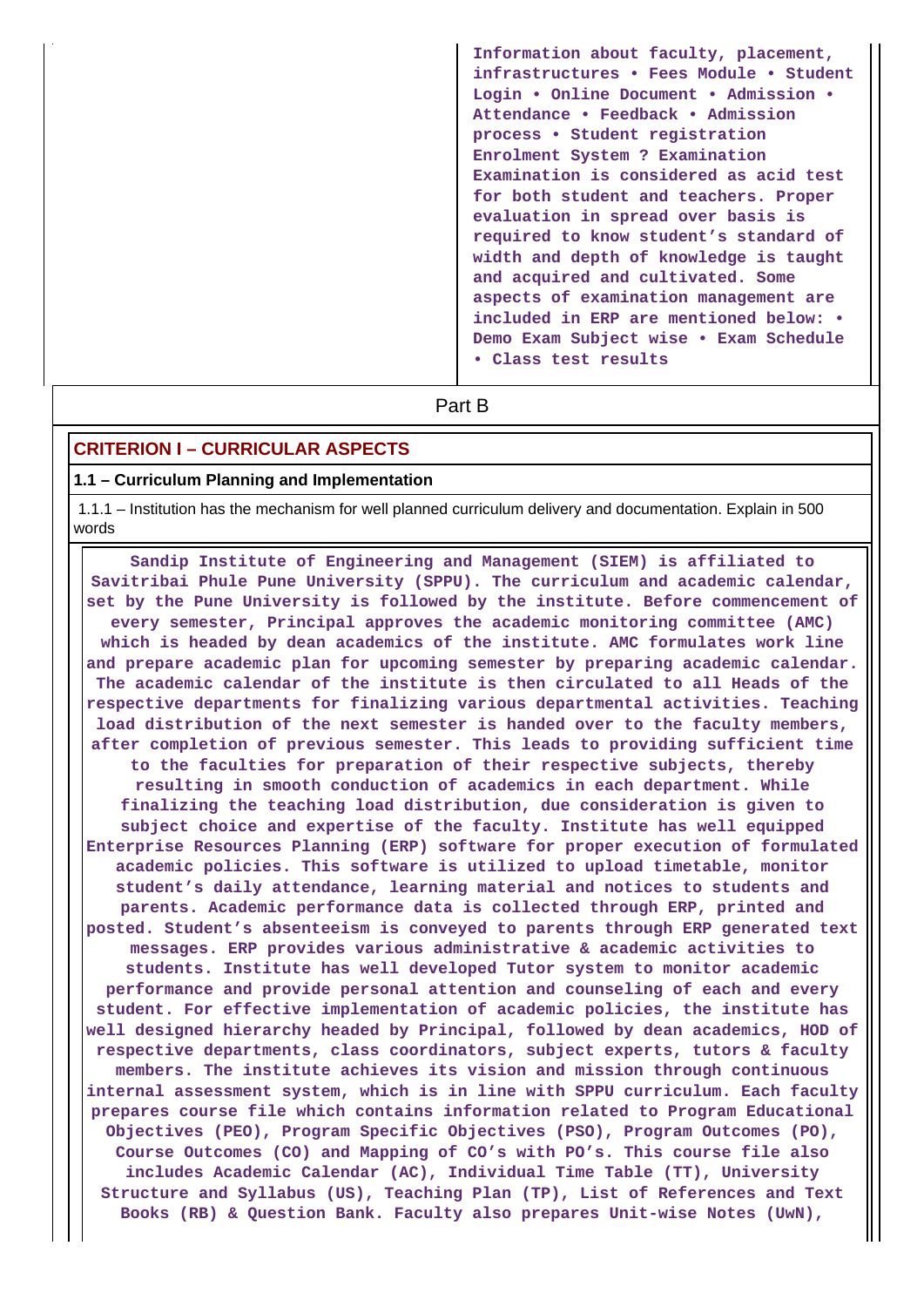Information about faculty, placement, infrastructures • Fees Module • Student Login • Online Document • Admission • Attendance • Feedback • Admission process • Student registration Enrolment System ? Examination Examination is considered as acid test for both student and teachers. Proper evaluation in spread over basis is required to know student's standard of width and depth of knowledge is taught and acquired and cultivated. Some aspects of examination management are included in ERP are mentioned below: • Demo Exam Subject wise • Exam Schedule • Class test results

Part B

## CRITERION I – CURRICULAR ASPECTS

### 1.1 – Curriculum Planning and Implementation

1.1.1 – Institution has the mechanism for well planned curriculum delivery and documentation. Explain in 500 words

Sandip Institute of Engineering and Management (SIEM) is affiliated to Savitribai Phule Pune University (SPPU). The curriculum and academic calendar, set by the Pune University is followed by the institute. Before commencement of every semester, Principal approves the academic monitoring committee (AMC) which is headed by dean academics of the institute. AMC formulates work line and prepare academic plan for upcoming semester by preparing academic calendar. The academic calendar of the institute is then circulated to all Heads of the respective departments for finalizing various departmental activities. Teaching load distribution of the next semester is handed over to the faculty members, after completion of previous semester. This leads to providing sufficient time to the faculties for preparation of their respective subjects, thereby resulting in smooth conduction of academics in each department. While finalizing the teaching load distribution, due consideration is given to subject choice and expertise of the faculty. Institute has well equipped Enterprise Resources Planning (ERP) software for proper execution of formulated academic policies. This software is utilized to upload timetable, monitor student's daily attendance, learning material and notices to students and parents. Academic performance data is collected through ERP, printed and posted. Student's absenteeism is conveyed to parents through ERP generated text messages. ERP provides various administrative & academic activities to students. Institute has well developed Tutor system to monitor academic performance and provide personal attention and counseling of each and every student. For effective implementation of academic policies, the institute has well designed hierarchy headed by Principal, followed by dean academics, HOD of respective departments, class coordinators, subject experts, tutors & faculty members. The institute achieves its vision and mission through continuous internal assessment system, which is in line with SPPU curriculum. Each faculty prepares course file which contains information related to Program Educational Objectives (PEO), Program Specific Objectives (PSO), Program Outcomes (PO), Course Outcomes (CO) and Mapping of CO's with PO's. This course file also includes Academic Calendar (AC), Individual Time Table (TT), University Structure and Syllabus (US), Teaching Plan (TP), List of References and Text Books (RB) & Question Bank. Faculty also prepares Unit-wise Notes (UwN),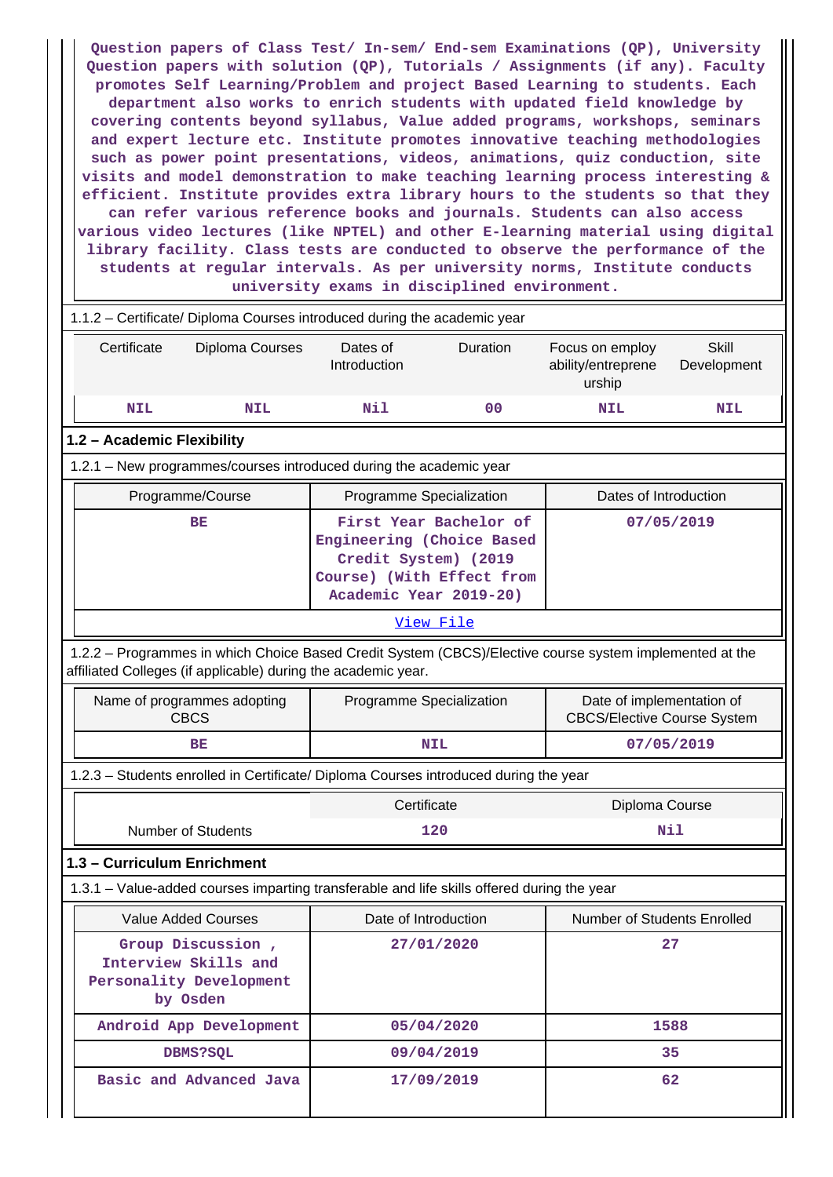Question papers of Class Test/ In-sem/ End-sem Examinations (QP), University Question papers with solution (QP), Tutorials / Assignments (if any). Faculty promotes Self Learning/Problem and project Based Learning to students. Each department also works to enrich students with updated field knowledge by covering contents beyond syllabus, Value added programs, workshops, seminars and expert lecture etc. Institute promotes innovative teaching methodologies such as power point presentations, videos, animations, quiz conduction, site visits and model demonstration to make teaching learning process interesting & efficient. Institute provides extra library hours to the students so that they can refer various reference books and journals. Students can also access various video lectures (like NPTEL) and other E-learning material using digital library facility. Class tests are conducted to observe the performance of the students at regular intervals. As per university norms, Institute conducts university exams in disciplined environment.

1.1.2 – Certificate/ Diploma Courses introduced during the academic year

| Certificate | Diploma Courses | Dates of Introduction | Duration | Focus on employ ability/entreprene urship | Skill Development |
|---|---|---|---|---|---|
| NIL | NIL | Nil | 00 | NIL | NIL |

## 1.2 – Academic Flexibility

1.2.1 – New programmes/courses introduced during the academic year

| Programme/Course | Programme Specialization | Dates of Introduction |
|---|---|---|
| BE | First Year Bachelor of Engineering (Choice Based Credit System) (2019 Course) (With Effect from Academic Year 2019-20) | 07/05/2019 |

View File

1.2.2 – Programmes in which Choice Based Credit System (CBCS)/Elective course system implemented at the affiliated Colleges (if applicable) during the academic year.

| Name of programmes adopting CBCS | Programme Specialization | Date of implementation of CBCS/Elective Course System |
|---|---|---|
| BE | NIL | 07/05/2019 |

1.2.3 – Students enrolled in Certificate/ Diploma Courses introduced during the year

| | Certificate | Diploma Course |
|---|---|---|
| Number of Students | 120 | Nil |

## 1.3 – Curriculum Enrichment

1.3.1 – Value-added courses imparting transferable and life skills offered during the year

| Value Added Courses | Date of Introduction | Number of Students Enrolled |
|---|---|---|
| Group Discussion , Interview Skills and Personality Development by Osden | 27/01/2020 | 27 |
| Android App Development | 05/04/2020 | 1588 |
| DBMS?SQL | 09/04/2019 | 35 |
| Basic and Advanced Java | 17/09/2019 | 62 |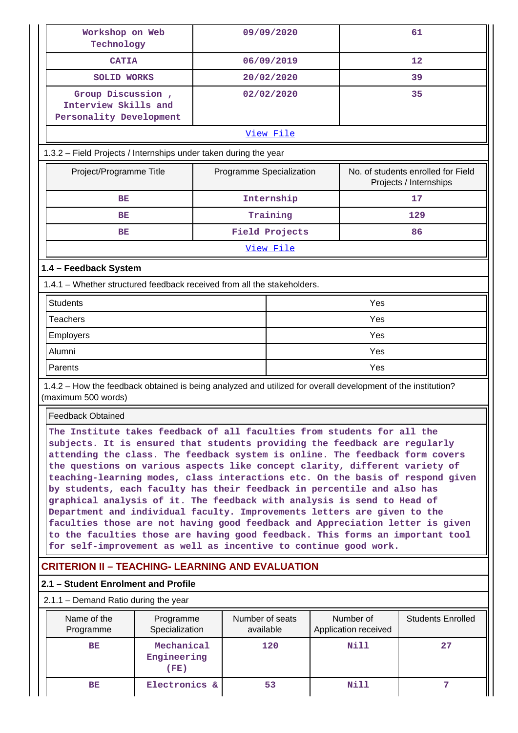| Workshop on Web Technology | 09/09/2020 | 61 |
|---|---|---|
| CATIA | 06/09/2019 | 12 |
| SOLID WORKS | 20/02/2020 | 39 |
| Group Discussion , Interview Skills and Personality Development | 02/02/2020 | 35 |
| View File | | |

1.3.2 – Field Projects / Internships under taken during the year

| Project/Programme Title | Programme Specialization | No. of students enrolled for Field Projects / Internships |
|---|---|---|
| BE | Internship | 17 |
| BE | Training | 129 |
| BE | Field Projects | 86 |
| View File | | |

### 1.4 – Feedback System

1.4.1 – Whether structured feedback received from all the stakeholders.

| Students | Yes |
|---|---|
| Teachers | Yes |
| Employers | Yes |
| Alumni | Yes |
| Parents | Yes |

1.4.2 – How the feedback obtained is being analyzed and utilized for overall development of the institution? (maximum 500 words)

Feedback Obtained

The Institute takes feedback of all faculties from students for all the subjects. It is ensured that students providing the feedback are regularly attending the class. The feedback system is online. The feedback form covers the questions on various aspects like concept clarity, different variety of teaching-learning modes, class interactions etc. On the basis of respond given by students, each faculty has their feedback in percentile and also has graphical analysis of it. The feedback with analysis is send to Head of Department and individual faculty. Improvements letters are given to the faculties those are not having good feedback and Appreciation letter is given to the faculties those are having good feedback. This forms an important tool for self-improvement as well as incentive to continue good work.

## CRITERION II – TEACHING- LEARNING AND EVALUATION

### 2.1 – Student Enrolment and Profile

2.1.1 – Demand Ratio during the year

| Name of the Programme | Programme Specialization | Number of seats available | Number of Application received | Students Enrolled |
|---|---|---|---|---|
| BE | Mechanical Engineering (FE) | 120 | Nill | 27 |
| BE | Electronics & | 53 | Nill | 7 |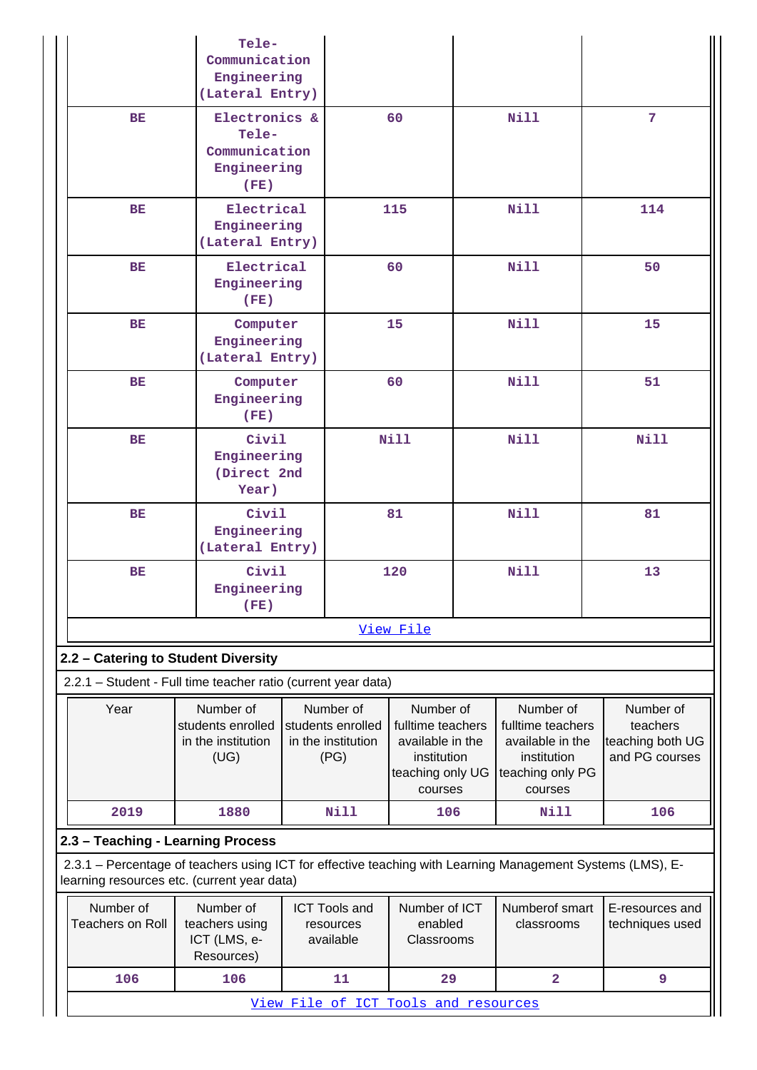| | | | | |
|---|---|---|---|---|
| | Tele-Communication Engineering (Lateral Entry) | | | |
| BE | Electronics & Tele-Communication Engineering (FE) | 60 | Nill | 7 |
| BE | Electrical Engineering (Lateral Entry) | 115 | Nill | 114 |
| BE | Electrical Engineering (FE) | 60 | Nill | 50 |
| BE | Computer Engineering (Lateral Entry) | 15 | Nill | 15 |
| BE | Computer Engineering (FE) | 60 | Nill | 51 |
| BE | Civil Engineering (Direct 2nd Year) | Nill | Nill | Nill |
| BE | Civil Engineering (Lateral Entry) | 81 | Nill | 81 |
| BE | Civil Engineering (FE) | 120 | Nill | 13 |

View File

## 2.2 – Catering to Student Diversity

2.2.1 – Student - Full time teacher ratio (current year data)

| Year | Number of students enrolled in the institution (UG) | Number of students enrolled in the institution (PG) | Number of fulltime teachers available in the institution teaching only UG courses | Number of fulltime teachers available in the institution teaching only PG courses | Number of teachers teaching both UG and PG courses |
|---|---|---|---|---|---|
| 2019 | 1880 | Nill | 106 | Nill | 106 |

## 2.3 – Teaching - Learning Process

2.3.1 – Percentage of teachers using ICT for effective teaching with Learning Management Systems (LMS), E-learning resources etc. (current year data)

| Number of Teachers on Roll | Number of teachers using ICT (LMS, e-Resources) | ICT Tools and resources available | Number of ICT enabled Classrooms | Numberof smart classrooms | E-resources and techniques used |
|---|---|---|---|---|---|
| 106 | 106 | 11 | 29 | 2 | 9 |

View File of ICT Tools and resources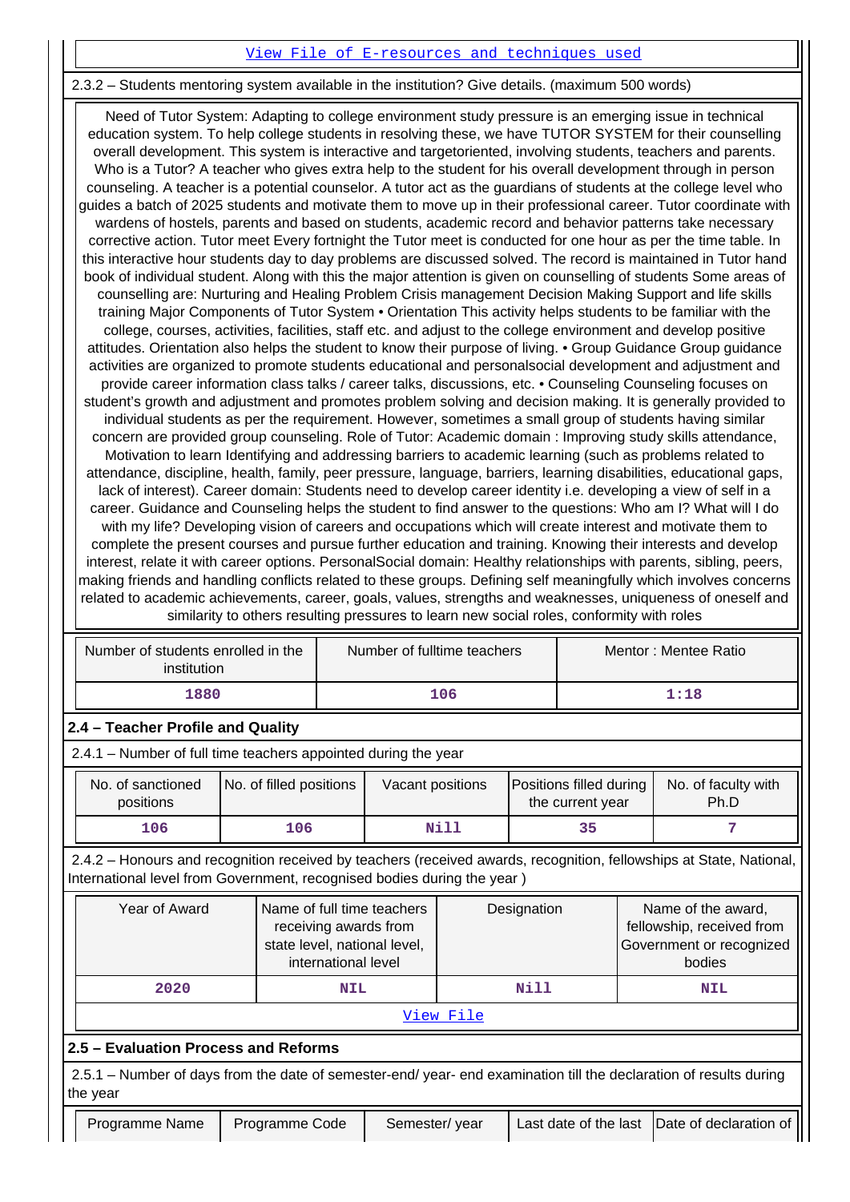[View File of E-resources and techniques used]

2.3.2 – Students mentoring system available in the institution? Give details. (maximum 500 words)

Need of Tutor System: Adapting to college environment study pressure is an emerging issue in technical education system. To help college students in resolving these, we have TUTOR SYSTEM for their counselling overall development. This system is interactive and targetoriented, involving students, teachers and parents. Who is a Tutor? A teacher who gives extra help to the student for his overall development through in person counseling. A teacher is a potential counselor. A tutor act as the guardians of students at the college level who guides a batch of 2025 students and motivate them to move up in their professional career. Tutor coordinate with wardens of hostels, parents and based on students, academic record and behavior patterns take necessary corrective action. Tutor meet Every fortnight the Tutor meet is conducted for one hour as per the time table. In this interactive hour students day to day problems are discussed solved. The record is maintained in Tutor hand book of individual student. Along with this the major attention is given on counselling of students Some areas of counselling are: Nurturing and Healing Problem Crisis management Decision Making Support and life skills training Major Components of Tutor System • Orientation This activity helps students to be familiar with the college, courses, activities, facilities, staff etc. and adjust to the college environment and develop positive attitudes. Orientation also helps the student to know their purpose of living. • Group Guidance Group guidance activities are organized to promote students educational and personalsocial development and adjustment and provide career information class talks / career talks, discussions, etc. • Counseling Counseling focuses on student's growth and adjustment and promotes problem solving and decision making. It is generally provided to individual students as per the requirement. However, sometimes a small group of students having similar concern are provided group counseling. Role of Tutor: Academic domain : Improving study skills attendance, Motivation to learn Identifying and addressing barriers to academic learning (such as problems related to attendance, discipline, health, family, peer pressure, language, barriers, learning disabilities, educational gaps, lack of interest). Career domain: Students need to develop career identity i.e. developing a view of self in a career. Guidance and Counseling helps the student to find answer to the questions: Who am I? What will I do with my life? Developing vision of careers and occupations which will create interest and motivate them to complete the present courses and pursue further education and training. Knowing their interests and develop interest, relate it with career options. PersonalSocial domain: Healthy relationships with parents, sibling, peers, making friends and handling conflicts related to these groups. Defining self meaningfully which involves concerns related to academic achievements, career, goals, values, strengths and weaknesses, uniqueness of oneself and similarity to others resulting pressures to learn new social roles, conformity with roles

| Number of students enrolled in the institution | Number of fulltime teachers | Mentor : Mentee Ratio |
|---|---|---|
| 1880 | 106 | 1:18 |

## 2.4 – Teacher Profile and Quality

2.4.1 – Number of full time teachers appointed during the year

| No. of sanctioned positions | No. of filled positions | Vacant positions | Positions filled during the current year | No. of faculty with Ph.D |
|---|---|---|---|---|
| 106 | 106 | Nill | 35 | 7 |

2.4.2 – Honours and recognition received by teachers (received awards, recognition, fellowships at State, National, International level from Government, recognised bodies during the year )

| Year of Award | Name of full time teachers receiving awards from state level, national level, international level | Designation | Name of the award, fellowship, received from Government or recognized bodies |
|---|---|---|---|
| 2020 | NIL | Nill | NIL |

[View File]

## 2.5 – Evaluation Process and Reforms

2.5.1 – Number of days from the date of semester-end/ year- end examination till the declaration of results during the year

| Programme Name | Programme Code | Semester/ year | Last date of the last | Date of declaration of |
|---|---|---|---|---|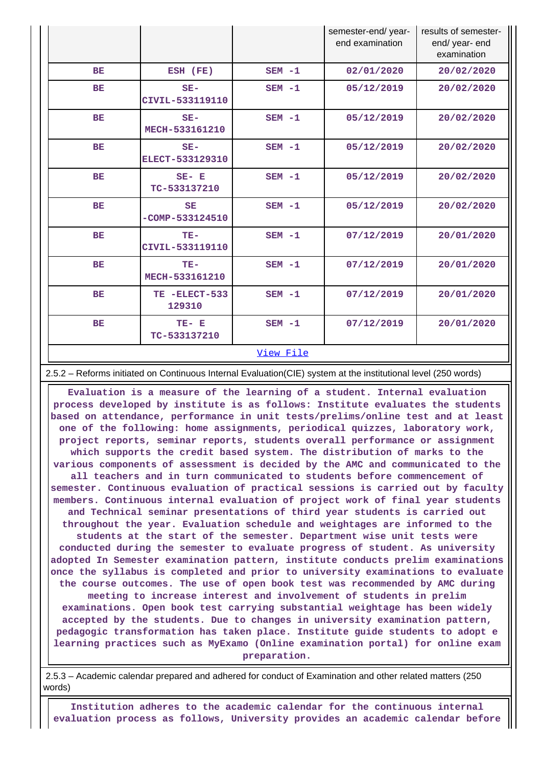| | | | semester-end/ year-end examination | results of semester-end/ year- end examination |
|---|---|---|---|---|
| BE | ESH (FE) | SEM -1 | 02/01/2020 | 20/02/2020 |
| BE | SE-CIVIL-533119110 | SEM -1 | 05/12/2019 | 20/02/2020 |
| BE | SE-MECH-533161210 | SEM -1 | 05/12/2019 | 20/02/2020 |
| BE | SE-ELECT-533129310 | SEM -1 | 05/12/2019 | 20/02/2020 |
| BE | SE- ETC-533137210 | SEM -1 | 05/12/2019 | 20/02/2020 |
| BE | SE -COMP-533124510 | SEM -1 | 05/12/2019 | 20/02/2020 |
| BE | TE-CIVIL-533119110 | SEM -1 | 07/12/2019 | 20/01/2020 |
| BE | TE-MECH-533161210 | SEM -1 | 07/12/2019 | 20/01/2020 |
| BE | TE -ELECT-533129310 | SEM -1 | 07/12/2019 | 20/01/2020 |
| BE | TE- ETC-533137210 | SEM -1 | 07/12/2019 | 20/01/2020 |

View File

2.5.2 – Reforms initiated on Continuous Internal Evaluation(CIE) system at the institutional level (250 words)

Evaluation is a measure of the learning of a student. Internal evaluation process developed by institute is as follows: Institute evaluates the students based on attendance, performance in unit tests/prelims/online test and at least one of the following: home assignments, periodical quizzes, laboratory work, project reports, seminar reports, students overall performance or assignment which supports the credit based system. The distribution of marks to the various components of assessment is decided by the AMC and communicated to the all teachers and in turn communicated to students before commencement of semester. Continuous evaluation of practical sessions is carried out by faculty members. Continuous internal evaluation of project work of final year students and Technical seminar presentations of third year students is carried out throughout the year. Evaluation schedule and weightages are informed to the students at the start of the semester. Department wise unit tests were conducted during the semester to evaluate progress of student. As university adopted In Semester examination pattern, institute conducts prelim examinations once the syllabus is completed and prior to university examinations to evaluate the course outcomes. The use of open book test was recommended by AMC during meeting to increase interest and involvement of students in prelim examinations. Open book test carrying substantial weightage has been widely accepted by the students. Due to changes in university examination pattern, pedagogic transformation has taken place. Institute guide students to adopt e learning practices such as MyExamo (Online examination portal) for online exam preparation.

2.5.3 – Academic calendar prepared and adhered for conduct of Examination and other related matters (250 words)

Institution adheres to the academic calendar for the continuous internal evaluation process as follows, University provides an academic calendar before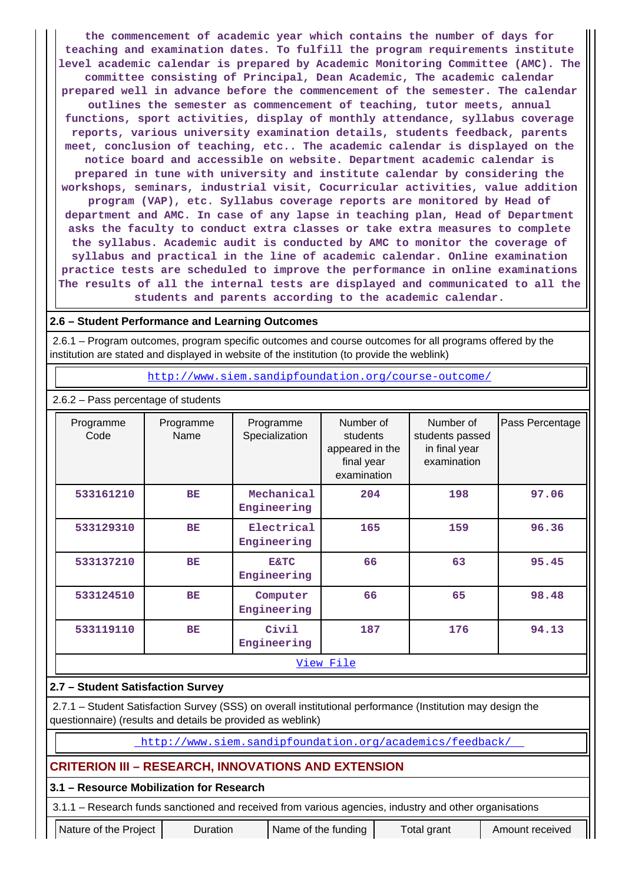the commencement of academic year which contains the number of days for teaching and examination dates. To fulfill the program requirements institute level academic calendar is prepared by Academic Monitoring Committee (AMC). The committee consisting of Principal, Dean Academic, The academic calendar prepared well in advance before the commencement of the semester. The calendar outlines the semester as commencement of teaching, tutor meets, annual functions, sport activities, display of monthly attendance, syllabus coverage reports, various university examination details, students feedback, parents meet, conclusion of teaching, etc.. The academic calendar is displayed on the notice board and accessible on website. Department academic calendar is prepared in tune with university and institute calendar by considering the workshops, seminars, industrial visit, Cocurricular activities, value addition program (VAP), etc. Syllabus coverage reports are monitored by Head of department and AMC. In case of any lapse in teaching plan, Head of Department asks the faculty to conduct extra classes or take extra measures to complete the syllabus. Academic audit is conducted by AMC to monitor the coverage of syllabus and practical in the line of academic calendar. Online examination practice tests are scheduled to improve the performance in online examinations The results of all the internal tests are displayed and communicated to all the students and parents according to the academic calendar.

## 2.6 – Student Performance and Learning Outcomes

2.6.1 – Program outcomes, program specific outcomes and course outcomes for all programs offered by the institution are stated and displayed in website of the institution (to provide the weblink)

http://www.siem.sandipfoundation.org/course-outcome/

2.6.2 – Pass percentage of students

| Programme Code | Programme Name | Programme Specialization | Number of students appeared in the final year examination | Number of students passed in final year examination | Pass Percentage |
|---|---|---|---|---|---|
| 533161210 | BE | Mechanical Engineering | 204 | 198 | 97.06 |
| 533129310 | BE | Electrical Engineering | 165 | 159 | 96.36 |
| 533137210 | BE | E&TC Engineering | 66 | 63 | 95.45 |
| 533124510 | BE | Computer Engineering | 66 | 65 | 98.48 |
| 533119110 | BE | Civil Engineering | 187 | 176 | 94.13 |

View File

## 2.7 – Student Satisfaction Survey

2.7.1 – Student Satisfaction Survey (SSS) on overall institutional performance (Institution may design the questionnaire) (results and details be provided as weblink)

http://www.siem.sandipfoundation.org/academics/feedback/

# CRITERION III – RESEARCH, INNOVATIONS AND EXTENSION

## 3.1 – Resource Mobilization for Research

3.1.1 – Research funds sanctioned and received from various agencies, industry and other organisations

| Nature of the Project | Duration | Name of the funding | Total grant | Amount received |
|---|---|---|---|---|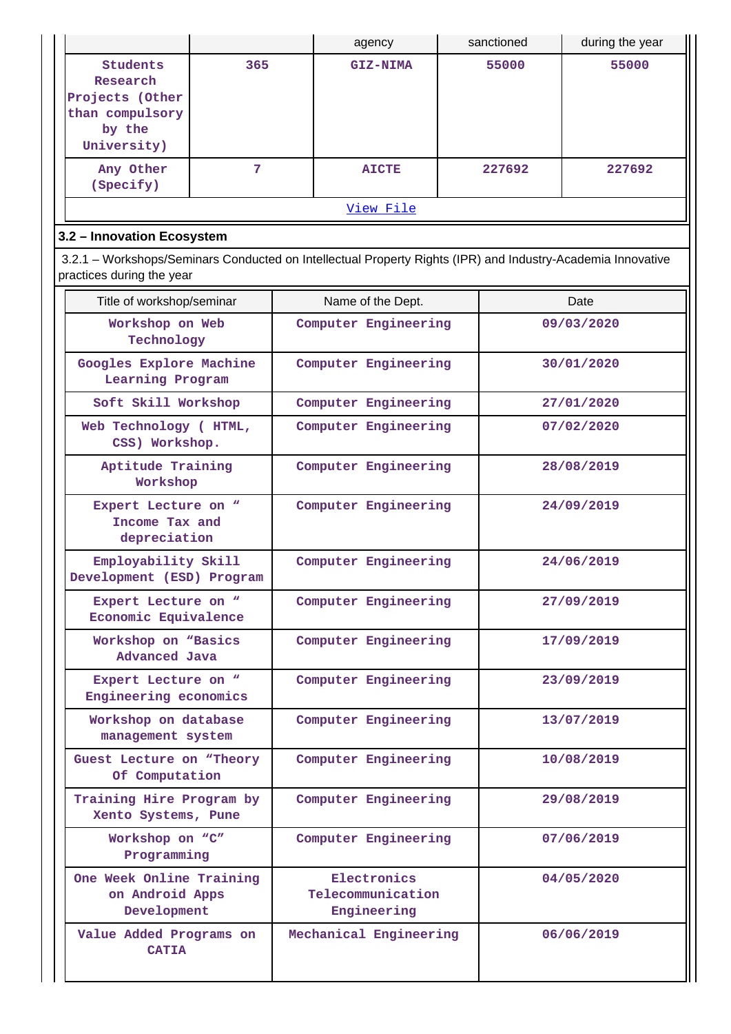| | | agency | sanctioned | during the year |
|---|---|---|---|---|
| Students Research Projects (Other than compulsory by the University) | 365 | GIZ-NIMA | 55000 | 55000 |
| Any Other (Specify) | 7 | AICTE | 227692 | 227692 |
| View File | | | | |

### 3.2 – Innovation Ecosystem

3.2.1 – Workshops/Seminars Conducted on Intellectual Property Rights (IPR) and Industry-Academia Innovative practices during the year

| Title of workshop/seminar | Name of the Dept. | Date |
|---|---|---|
| Workshop on Web Technology | Computer Engineering | 09/03/2020 |
| Googles Explore Machine Learning Program | Computer Engineering | 30/01/2020 |
| Soft Skill Workshop | Computer Engineering | 27/01/2020 |
| Web Technology ( HTML, CSS) Workshop. | Computer Engineering | 07/02/2020 |
| Aptitude Training Workshop | Computer Engineering | 28/08/2019 |
| Expert Lecture on " Income Tax and depreciation | Computer Engineering | 24/09/2019 |
| Employability Skill Development (ESD) Program | Computer Engineering | 24/06/2019 |
| Expert Lecture on " Economic Equivalence | Computer Engineering | 27/09/2019 |
| Workshop on "Basics Advanced Java | Computer Engineering | 17/09/2019 |
| Expert Lecture on " Engineering economics | Computer Engineering | 23/09/2019 |
| Workshop on database management system | Computer Engineering | 13/07/2019 |
| Guest Lecture on "Theory Of Computation | Computer Engineering | 10/08/2019 |
| Training Hire Program by Xento Systems, Pune | Computer Engineering | 29/08/2019 |
| Workshop on "C" Programming | Computer Engineering | 07/06/2019 |
| One Week Online Training on Android Apps Development | Electronics Telecommunication Engineering | 04/05/2020 |
| Value Added Programs on CATIA | Mechanical Engineering | 06/06/2019 |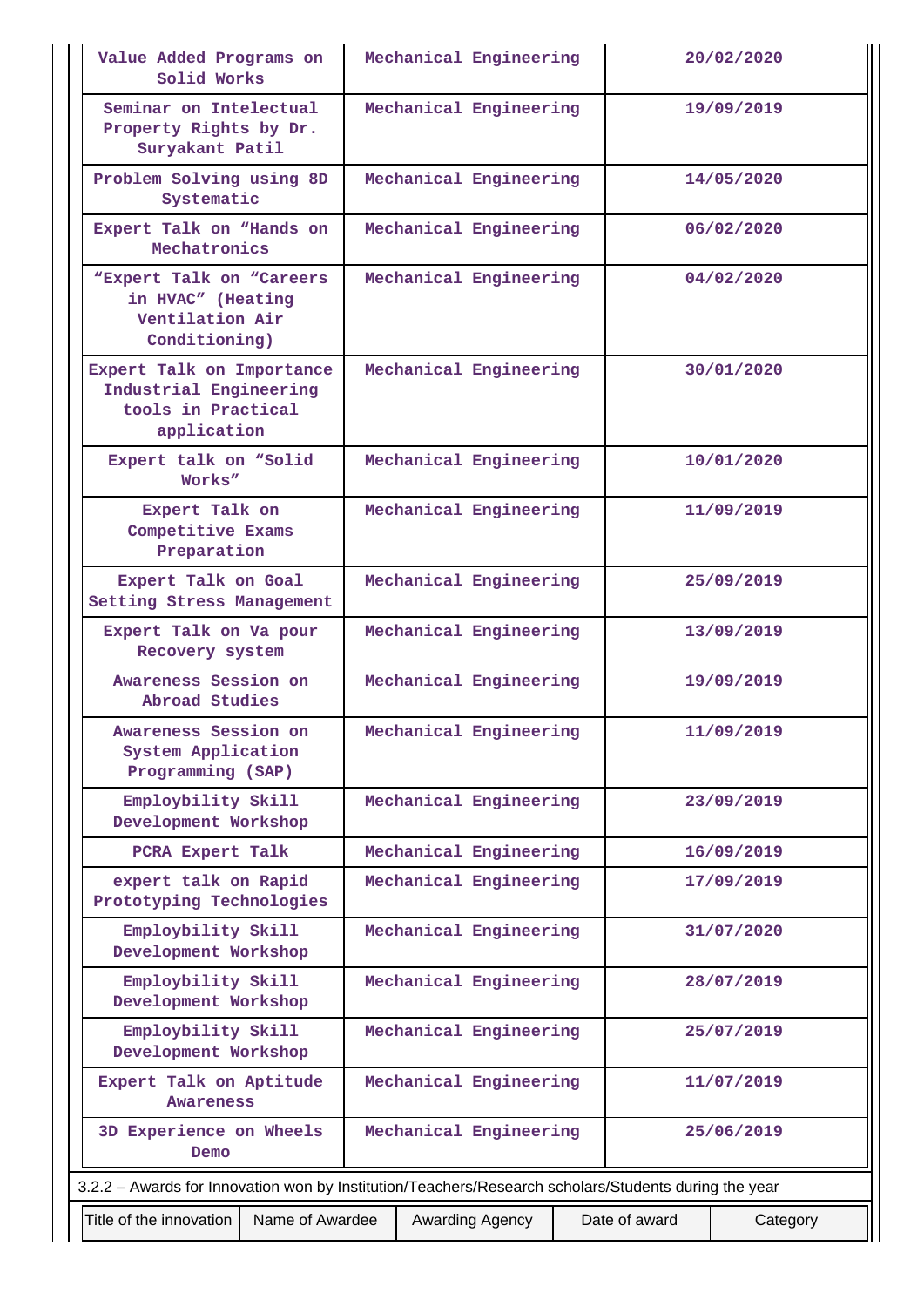| | | |
|---|---|---|
| Value Added Programs on Solid Works | Mechanical Engineering | 20/02/2020 |
| Seminar on Intelectual Property Rights by Dr. Suryakant Patil | Mechanical Engineering | 19/09/2019 |
| Problem Solving using 8D Systematic | Mechanical Engineering | 14/05/2020 |
| Expert Talk on “Hands on Mechatronics | Mechanical Engineering | 06/02/2020 |
| “Expert Talk on “Careers in HVAC” (Heating Ventilation Air Conditioning) | Mechanical Engineering | 04/02/2020 |
| Expert Talk on Importance Industrial Engineering tools in Practical application | Mechanical Engineering | 30/01/2020 |
| Expert talk on “Solid Works” | Mechanical Engineering | 10/01/2020 |
| Expert Talk on Competitive Exams Preparation | Mechanical Engineering | 11/09/2019 |
| Expert Talk on Goal Setting Stress Management | Mechanical Engineering | 25/09/2019 |
| Expert Talk on Va pour Recovery system | Mechanical Engineering | 13/09/2019 |
| Awareness Session on Abroad Studies | Mechanical Engineering | 19/09/2019 |
| Awareness Session on System Application Programming (SAP) | Mechanical Engineering | 11/09/2019 |
| Employbility Skill Development Workshop | Mechanical Engineering | 23/09/2019 |
| PCRA Expert Talk | Mechanical Engineering | 16/09/2019 |
| expert talk on Rapid Prototyping Technologies | Mechanical Engineering | 17/09/2019 |
| Employbility Skill Development Workshop | Mechanical Engineering | 31/07/2020 |
| Employbility Skill Development Workshop | Mechanical Engineering | 28/07/2019 |
| Employbility Skill Development Workshop | Mechanical Engineering | 25/07/2019 |
| Expert Talk on Aptitude Awareness | Mechanical Engineering | 11/07/2019 |
| 3D Experience on Wheels Demo | Mechanical Engineering | 25/06/2019 |

3.2.2 – Awards for Innovation won by Institution/Teachers/Research scholars/Students during the year

| Title of the innovation | Name of Awardee | Awarding Agency | Date of award | Category |
|---|---|---|---|---|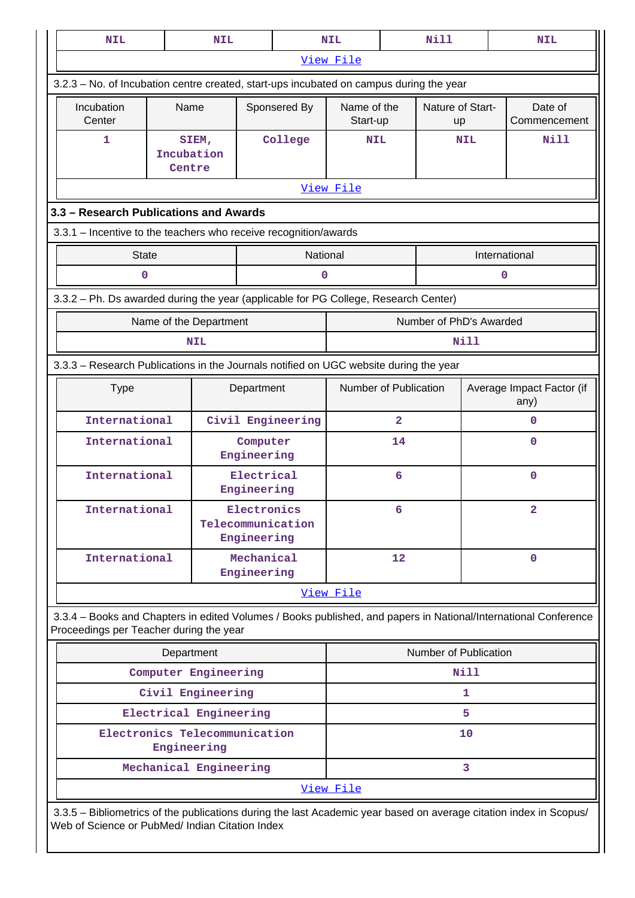| NIL | NIL | NIL | Nill | NIL |
|---|---|---|---|---|

View File

3.2.3 – No. of Incubation centre created, start-ups incubated on campus during the year

| Incubation Center | Name | Sponsered By | Name of the Start-up | Nature of Start-up | Date of Commencement |
|---|---|---|---|---|---|
| 1 | SIEM, Incubation Centre | College | NIL | NIL | Nill |

View File

**3.3 – Research Publications and Awards**

3.3.1 – Incentive to the teachers who receive recognition/awards

| State | National | International |
|---|---|---|
| 0 | 0 | 0 |

3.3.2 – Ph. Ds awarded during the year (applicable for PG College, Research Center)

| Name of the Department | Number of PhD's Awarded |
|---|---|
| NIL | Nill |

3.3.3 – Research Publications in the Journals notified on UGC website during the year

| Type | Department | Number of Publication | Average Impact Factor (if any) |
|---|---|---|---|
| International | Civil Engineering | 2 | 0 |
| International | Computer Engineering | 14 | 0 |
| International | Electrical Engineering | 6 | 0 |
| International | Electronics Telecommunication Engineering | 6 | 2 |
| International | Mechanical Engineering | 12 | 0 |

View File

3.3.4 – Books and Chapters in edited Volumes / Books published, and papers in National/International Conference Proceedings per Teacher during the year

| Department | Number of Publication |
|---|---|
| Computer Engineering | Nill |
| Civil Engineering | 1 |
| Electrical Engineering | 5 |
| Electronics Telecommunication Engineering | 10 |
| Mechanical Engineering | 3 |

View File

3.3.5 – Bibliometrics of the publications during the last Academic year based on average citation index in Scopus/ Web of Science or PubMed/ Indian Citation Index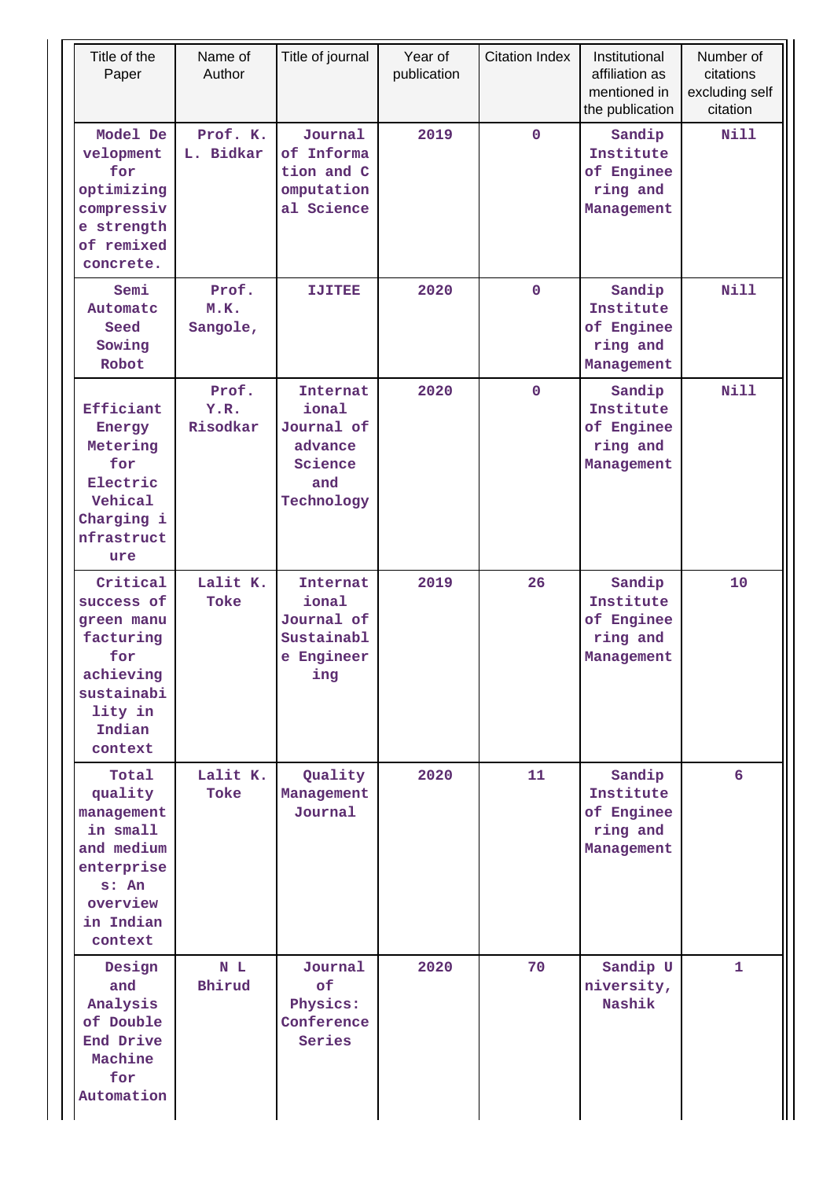| Title of the Paper | Name of Author | Title of journal | Year of publication | Citation Index | Institutional affiliation as mentioned in the publication | Number of citations excluding self citation |
|---|---|---|---|---|---|---|
| Model Development for optimizing compressive strength of remixed concrete. | Prof. K. L. Bidkar | Journal of Information and Computational Science | 2019 | 0 | Sandip Institute of Engineering and Management | Nill |
| Semi Automatc Seed Sowing Robot | Prof. M.K. Sangole, | IJITEE | 2020 | 0 | Sandip Institute of Engineering and Management | Nill |
| Efficiant Energy Metering for Electric Vehical Charging infrastructure | Prof. Y.R. Risodkar | International Journal of advance Science and Technology | 2020 | 0 | Sandip Institute of Engineering and Management | Nill |
| Critical success of green manufacturing for achieving sustainability in Indian context | Lalit K. Toke | International Journal of Sustainable Engineering | 2019 | 26 | Sandip Institute of Engineering and Management | 10 |
| Total quality management in small and medium enterprises: An overview in Indian context | Lalit K. Toke | Quality Management Journal | 2020 | 11 | Sandip Institute of Engineering and Management | 6 |
| Design and Analysis of Double End Drive Machine for Automation | N L Bhirud | Journal of Physics: Conference Series | 2020 | 70 | Sandip University, Nashik | 1 |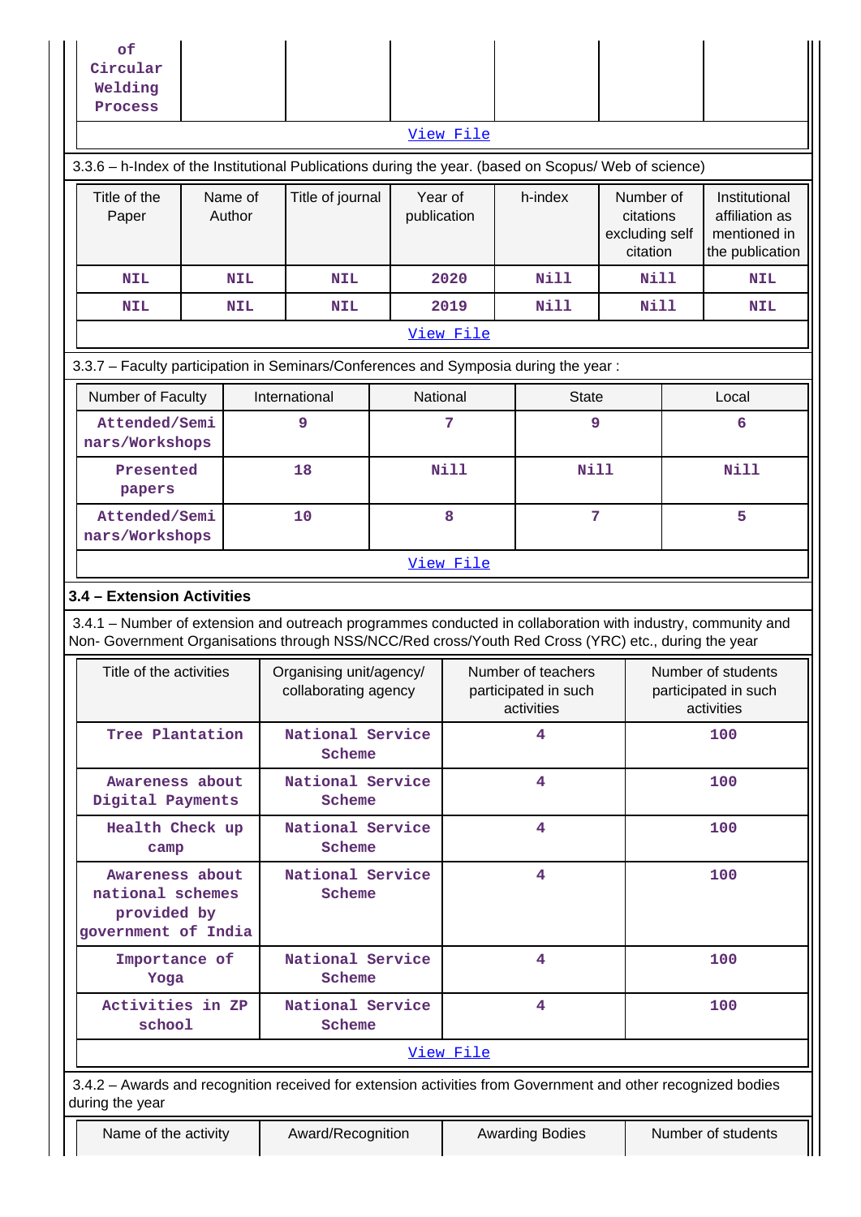| of Circular Welding Process | | | | | | |
|---|---|---|---|---|---|---|

[View File]

3.3.6 – h-Index of the Institutional Publications during the year. (based on Scopus/ Web of science)

| Title of the Paper | Name of Author | Title of journal | Year of publication | h-index | Number of citations excluding self citation | Institutional affiliation as mentioned in the publication |
|---|---|---|---|---|---|---|
| NIL | NIL | NIL | 2020 | Nill | Nill | NIL |
| NIL | NIL | NIL | 2019 | Nill | Nill | NIL |

[View File]

3.3.7 – Faculty participation in Seminars/Conferences and Symposia during the year :

| Number of Faculty | International | National | State | Local |
|---|---|---|---|---|
| Attended/Seminars/Workshops | 9 | 7 | 9 | 6 |
| Presented papers | 18 | Nill | Nill | Nill |
| Attended/Seminars/Workshops | 10 | 8 | 7 | 5 |

[View File]

**3.4 – Extension Activities**

3.4.1 – Number of extension and outreach programmes conducted in collaboration with industry, community and Non- Government Organisations through NSS/NCC/Red cross/Youth Red Cross (YRC) etc., during the year

| Title of the activities | Organising unit/agency/ collaborating agency | Number of teachers participated in such activities | Number of students participated in such activities |
|---|---|---|---|
| Tree Plantation | National Service Scheme | 4 | 100 |
| Awareness about Digital Payments | National Service Scheme | 4 | 100 |
| Health Check up camp | National Service Scheme | 4 | 100 |
| Awareness about national schemes provided by government of India | National Service Scheme | 4 | 100 |
| Importance of Yoga | National Service Scheme | 4 | 100 |
| Activities in ZP school | National Service Scheme | 4 | 100 |

[View File]

3.4.2 – Awards and recognition received for extension activities from Government and other recognized bodies during the year

| Name of the activity | Award/Recognition | Awarding Bodies | Number of students |
|---|---|---|---|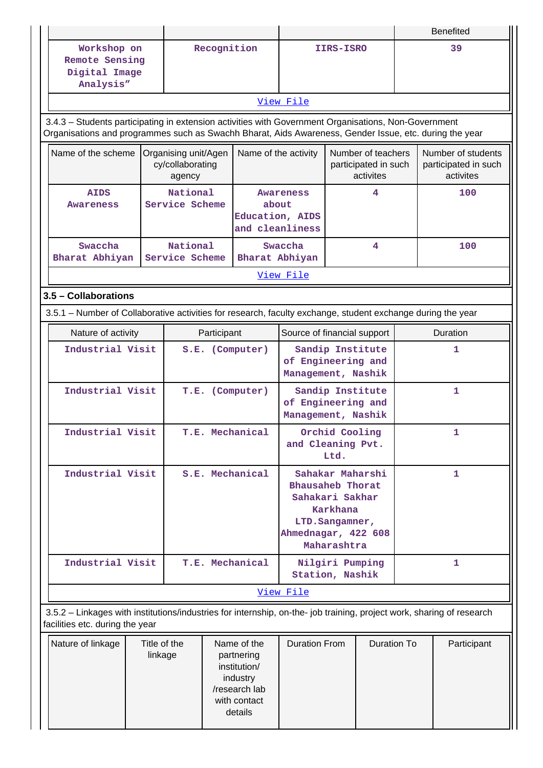| | | | Benefited |
|---|---|---|---|
| Workshop on Remote Sensing Digital Image Analysis" | Recognition | IIRS-ISRO | 39 |

[View File]

3.4.3 – Students participating in extension activities with Government Organisations, Non-Government Organisations and programmes such as Swachh Bharat, Aids Awareness, Gender Issue, etc. during the year

| Name of the scheme | Organising unit/Agency/collaborating agency | Name of the activity | Number of teachers participated in such activites | Number of students participated in such activites |
|---|---|---|---|---|
| AIDS Awareness | National Service Scheme | Awareness about Education, AIDS and cleanliness | 4 | 100 |
| Swaccha Bharat Abhiyan | National Service Scheme | Swaccha Bharat Abhiyan | 4 | 100 |

[View File]

### 3.5 – Collaborations

3.5.1 – Number of Collaborative activities for research, faculty exchange, student exchange during the year

| Nature of activity | Participant | Source of financial support | Duration |
|---|---|---|---|
| Industrial Visit | S.E. (Computer) | Sandip Institute of Engineering and Management, Nashik | 1 |
| Industrial Visit | T.E. (Computer) | Sandip Institute of Engineering and Management, Nashik | 1 |
| Industrial Visit | T.E. Mechanical | Orchid Cooling and Cleaning Pvt. Ltd. | 1 |
| Industrial Visit | S.E. Mechanical | Sahakar Maharshi Bhausaheb Thorat Sahakari Sakhar Karkhana LTD.Sangamner, Ahmednagar, 422 608 Maharashtra | 1 |
| Industrial Visit | T.E. Mechanical | Nilgiri Pumping Station, Nashik | 1 |

[View File]

3.5.2 – Linkages with institutions/industries for internship, on-the- job training, project work, sharing of research facilities etc. during the year

| Nature of linkage | Title of the linkage | Name of the partnering institution/ industry /research lab with contact details | Duration From | Duration To | Participant |
|---|---|---|---|---|---|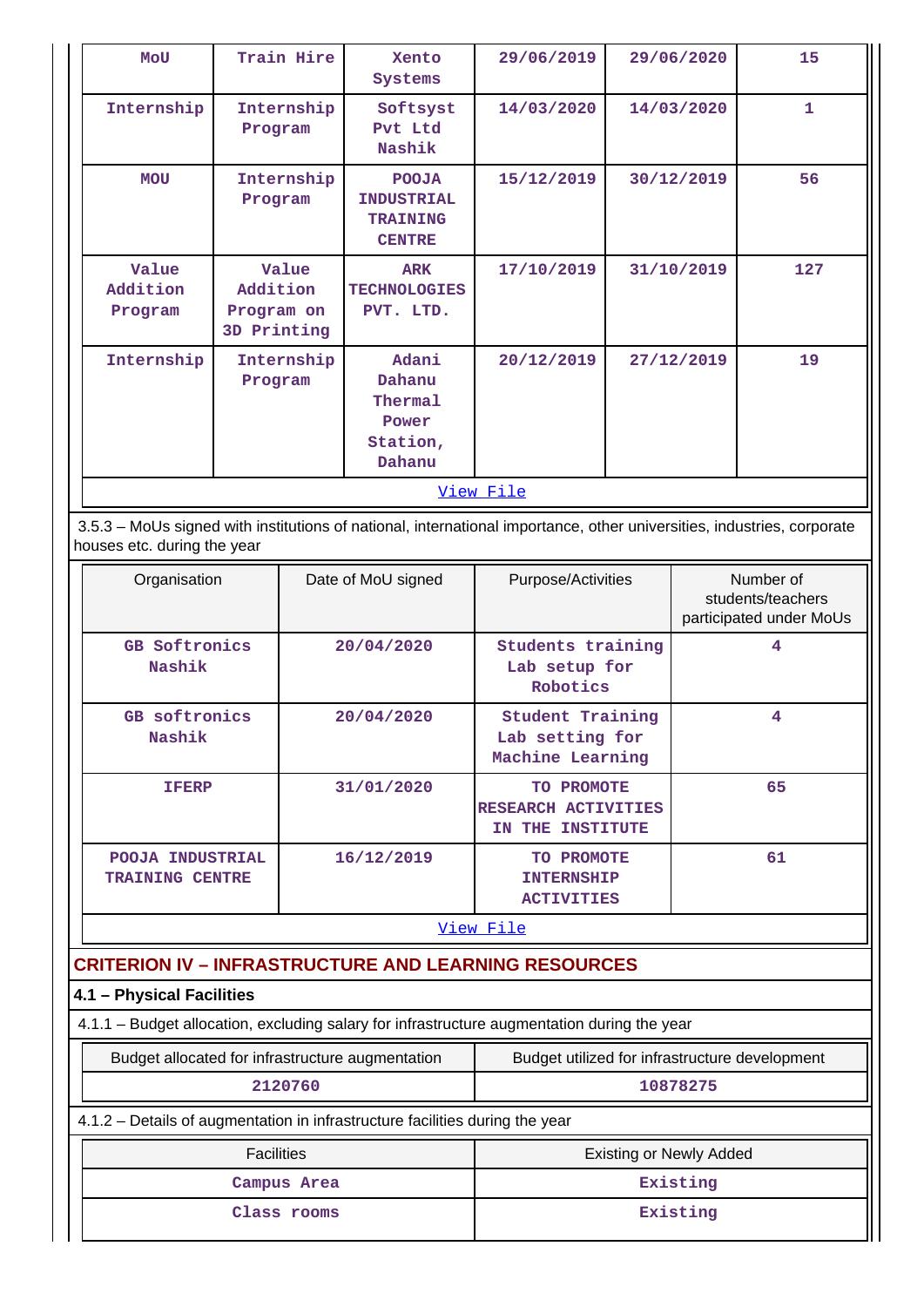| MoU | Train Hire | Xento Systems | 29/06/2019 | 29/06/2020 | 15 |
|---|---|---|---|---|---|
| Internship | Internship Program | Softsyst Pvt Ltd Nashik | 14/03/2020 | 14/03/2020 | 1 |
| MOU | Internship Program | POOJA INDUSTRIAL TRAINING CENTRE | 15/12/2019 | 30/12/2019 | 56 |
| Value Addition Program | Value Addition Program on 3D Printing | ARK TECHNOLOGIES PVT. LTD. | 17/10/2019 | 31/10/2019 | 127 |
| Internship | Internship Program | Adani Dahanu Thermal Power Station, Dahanu | 20/12/2019 | 27/12/2019 | 19 |

View File

3.5.3 – MoUs signed with institutions of national, international importance, other universities, industries, corporate houses etc. during the year

| Organisation | Date of MoU signed | Purpose/Activities | Number of students/teachers participated under MoUs |
|---|---|---|---|
| GB Softronics Nashik | 20/04/2020 | Students training Lab setup for Robotics | 4 |
| GB softronics Nashik | 20/04/2020 | Student Training Lab setting for Machine Learning | 4 |
| IFERP | 31/01/2020 | TO PROMOTE RESEARCH ACTIVITIES IN THE INSTITUTE | 65 |
| POOJA INDUSTRIAL TRAINING CENTRE | 16/12/2019 | TO PROMOTE INTERNSHIP ACTIVITIES | 61 |

View File

## CRITERION IV – INFRASTRUCTURE AND LEARNING RESOURCES

### 4.1 – Physical Facilities

4.1.1 – Budget allocation, excluding salary for infrastructure augmentation during the year

| Budget allocated for infrastructure augmentation | Budget utilized for infrastructure development |
|---|---|
| 2120760 | 10878275 |

4.1.2 – Details of augmentation in infrastructure facilities during the year

| Facilities | Existing or Newly Added |
|---|---|
| Campus Area | Existing |
| Class rooms | Existing |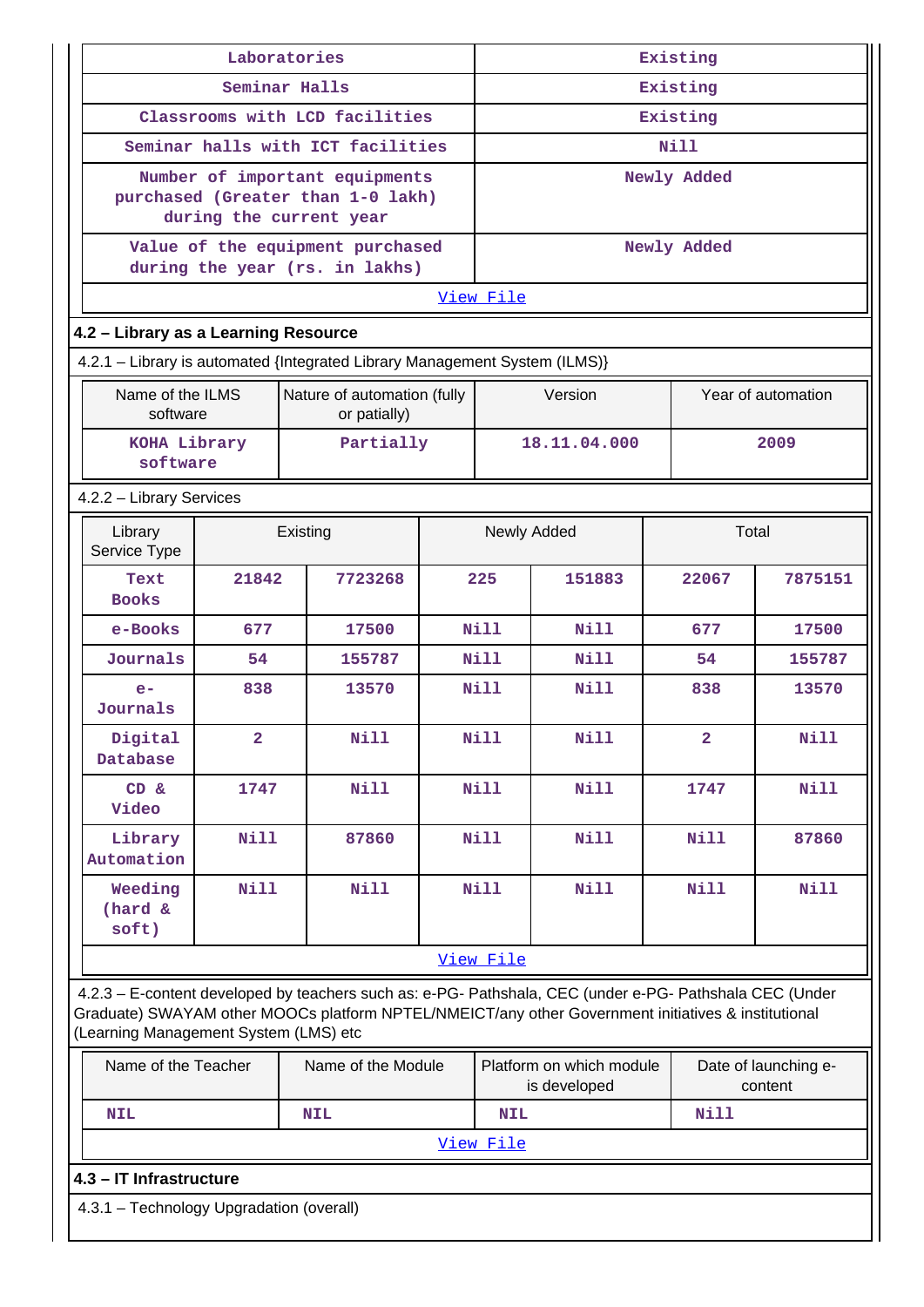| Laboratories | Existing |
|---|---|
| Seminar Halls | Existing |
| Classrooms with LCD facilities | Existing |
| Seminar halls with ICT facilities | Nill |
| Number of important equipments purchased (Greater than 1-0 lakh) during the current year | Newly Added |
| Value of the equipment purchased during the year (rs. in lakhs) | Newly Added |
| View File | |

## 4.2 – Library as a Learning Resource

4.2.1 – Library is automated {Integrated Library Management System (ILMS)}

| Name of the ILMS software | Nature of automation (fully or patially) | Version | Year of automation |
|---|---|---|---|
| KOHA Library software | Partially | 18.11.04.000 | 2009 |

4.2.2 – Library Services

| Library Service Type | Existing | | Newly Added | | Total | |
|---|---|---|---|---|---|---|
| Text Books | 21842 | 7723268 | 225 | 151883 | 22067 | 7875151 |
| e-Books | 677 | 17500 | Nill | Nill | 677 | 17500 |
| Journals | 54 | 155787 | Nill | Nill | 54 | 155787 |
| e-Journals | 838 | 13570 | Nill | Nill | 838 | 13570 |
| Digital Database | 2 | Nill | Nill | Nill | 2 | Nill |
| CD & Video | 1747 | Nill | Nill | Nill | 1747 | Nill |
| Library Automation | Nill | 87860 | Nill | Nill | Nill | 87860 |
| Weeding (hard & soft) | Nill | Nill | Nill | Nill | Nill | Nill |
| View File | | | | | | |

4.2.3 – E-content developed by teachers such as: e-PG- Pathshala, CEC (under e-PG- Pathshala CEC (Under Graduate) SWAYAM other MOOCs platform NPTEL/NMEICT/any other Government initiatives & institutional (Learning Management System (LMS) etc

| Name of the Teacher | Name of the Module | Platform on which module is developed | Date of launching e-content |
|---|---|---|---|
| NIL | NIL | NIL | Nill |
| View File | | | |

## 4.3 – IT Infrastructure

4.3.1 – Technology Upgradation (overall)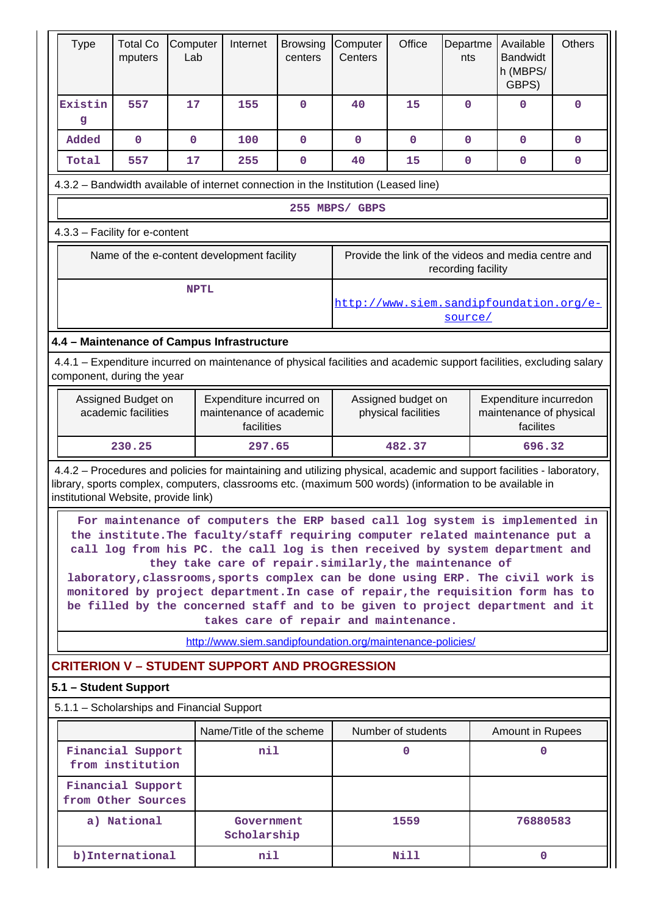| Type | Total Computers | Computer Lab | Internet | Browsing centers | Computer Centers | Office | Departments | Available Bandwidth (MBPS/ GBPS) | Others |
|---|---|---|---|---|---|---|---|---|---|
| Existing | 557 | 17 | 155 | 0 | 40 | 15 | 0 | 0 | 0 |
| Added | 0 | 0 | 100 | 0 | 0 | 0 | 0 | 0 | 0 |
| Total | 557 | 17 | 255 | 0 | 40 | 15 | 0 | 0 | 0 |

4.3.2 – Bandwidth available of internet connection in the Institution (Leased line)

255 MBPS/ GBPS

4.3.3 – Facility for e-content

| Name of the e-content development facility | Provide the link of the videos and media centre and recording facility |
|---|---|
| NPTL | http://www.siem.sandipfoundation.org/e-source/ |

## 4.4 – Maintenance of Campus Infrastructure

4.4.1 – Expenditure incurred on maintenance of physical facilities and academic support facilities, excluding salary component, during the year

| Assigned Budget on academic facilities | Expenditure incurred on maintenance of academic facilities | Assigned budget on physical facilities | Expenditure incurredon maintenance of physical facilites |
|---|---|---|---|
| 230.25 | 297.65 | 482.37 | 696.32 |

4.4.2 – Procedures and policies for maintaining and utilizing physical, academic and support facilities - laboratory, library, sports complex, computers, classrooms etc. (maximum 500 words) (information to be available in institutional Website, provide link)

For maintenance of computers the ERP based call log system is implemented in the institute.The faculty/staff requiring computer related maintenance put a call log from his PC. the call log is then received by system department and they take care of repair.similarly,the maintenance of laboratory,classrooms,sports complex can be done using ERP. The civil work is monitored by project department.In case of repair,the requisition form has to be filled by the concerned staff and to be given to project department and it takes care of repair and maintenance.

http://www.siem.sandipfoundation.org/maintenance-policies/

## CRITERION V – STUDENT SUPPORT AND PROGRESSION

### 5.1 – Student Support

5.1.1 – Scholarships and Financial Support

| | Name/Title of the scheme | Number of students | Amount in Rupees |
|---|---|---|---|
| Financial Support from institution | nil | 0 | 0 |
| Financial Support from Other Sources | | | |
| a) National | Government Scholarship | 1559 | 76880583 |
| b)International | nil | Nill | 0 |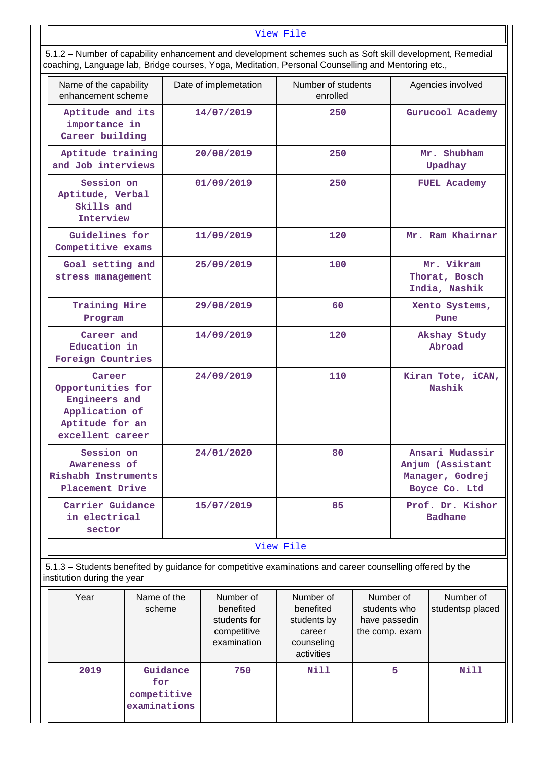View File

5.1.2 – Number of capability enhancement and development schemes such as Soft skill development, Remedial coaching, Language lab, Bridge courses, Yoga, Meditation, Personal Counselling and Mentoring etc.,

| Name of the capability enhancement scheme | Date of implemetation | Number of students enrolled | Agencies involved |
|---|---|---|---|
| Aptitude and its importance in Career building | 14/07/2019 | 250 | Gurucool Academy |
| Aptitude training and Job interviews | 20/08/2019 | 250 | Mr. Shubham Upadhay |
| Session on Aptitude, Verbal Skills and Interview | 01/09/2019 | 250 | FUEL Academy |
| Guidelines for Competitive exams | 11/09/2019 | 120 | Mr. Ram Khairnar |
| Goal setting and stress management | 25/09/2019 | 100 | Mr. Vikram Thorat, Bosch India, Nashik |
| Training Hire Program | 29/08/2019 | 60 | Xento Systems, Pune |
| Career and Education in Foreign Countries | 14/09/2019 | 120 | Akshay Study Abroad |
| Career Opportunities for Engineers and Application of Aptitude for an excellent career | 24/09/2019 | 110 | Kiran Tote, iCAN, Nashik |
| Session on Awareness of Rishabh Instruments Placement Drive | 24/01/2020 | 80 | Ansari Mudassir Anjum (Assistant Manager, Godrej Boyce Co. Ltd |
| Carrier Guidance in electrical sector | 15/07/2019 | 85 | Prof. Dr. Kishor Badhane |

View File

5.1.3 – Students benefited by guidance for competitive examinations and career counselling offered by the institution during the year

| Year | Name of the scheme | Number of benefited students for competitive examination | Number of benefited students by career counseling activities | Number of students who have passedin the comp. exam | Number of studentsp placed |
|---|---|---|---|---|---|
| 2019 | Guidance for competitive examinations | 750 | Nill | 5 | Nill |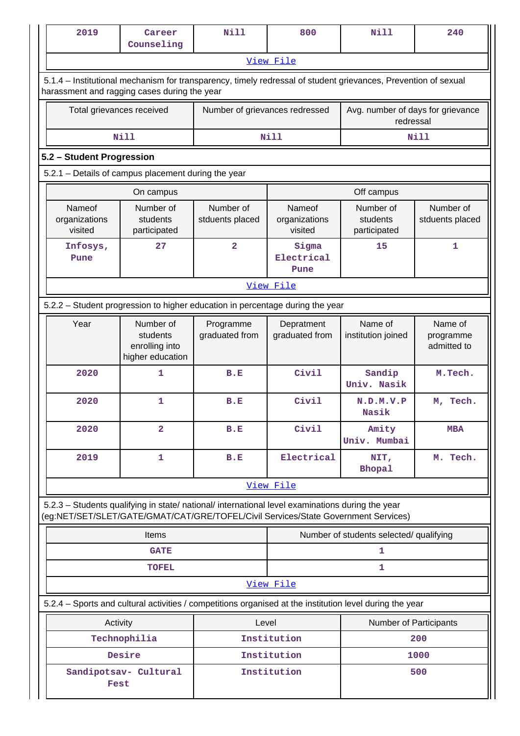| 2019 | Career Counseling | Nill | 800 | Nill | 240 |
|---|---|---|---|---|---|
| [View File](#) | | | | | |

5.1.4 – Institutional mechanism for transparency, timely redressal of student grievances, Prevention of sexual harassment and ragging cases during the year

| Total grievances received | Number of grievances redressed | Avg. number of days for grievance redressal |
|---|---|---|
| Nill | Nill | Nill |

**5.2 – Student Progression**

5.2.1 – Details of campus placement during the year

| On campus | | | Off campus | | |
|---|---|---|---|---|---|
| Nameof organizations visited | Number of students participated | Number of stduents placed | Nameof organizations visited | Number of students participated | Number of stduents placed |
| Infosys, Pune | 27 | 2 | Sigma Electrical Pune | 15 | 1 |
| [View File](#) | | | | | |

5.2.2 – Student progression to higher education in percentage during the year

| Year | Number of students enrolling into higher education | Programme graduated from | Depratment graduated from | Name of institution joined | Name of programme admitted to |
|---|---|---|---|---|---|
| 2020 | 1 | B.E | Civil | Sandip Univ. Nasik | M.Tech. |
| 2020 | 1 | B.E | Civil | N.D.M.V.P Nasik | M, Tech. |
| 2020 | 2 | B.E | Civil | Amity Univ. Mumbai | MBA |
| 2019 | 1 | B.E | Electrical | NIT, Bhopal | M. Tech. |
| [View File](#) | | | | | |

5.2.3 – Students qualifying in state/ national/ international level examinations during the year (eg:NET/SET/SLET/GATE/GMAT/CAT/GRE/TOFEL/Civil Services/State Government Services)

| Items | Number of students selected/ qualifying |
|---|---|
| GATE | 1 |
| TOFEL | 1 |
| [View File](#) | |

5.2.4 – Sports and cultural activities / competitions organised at the institution level during the year

| Activity | Level | Number of Participants |
|---|---|---|
| Technophilia | Institution | 200 |
| Desire | Institution | 1000 |
| Sandipotsav- Cultural Fest | Institution | 500 |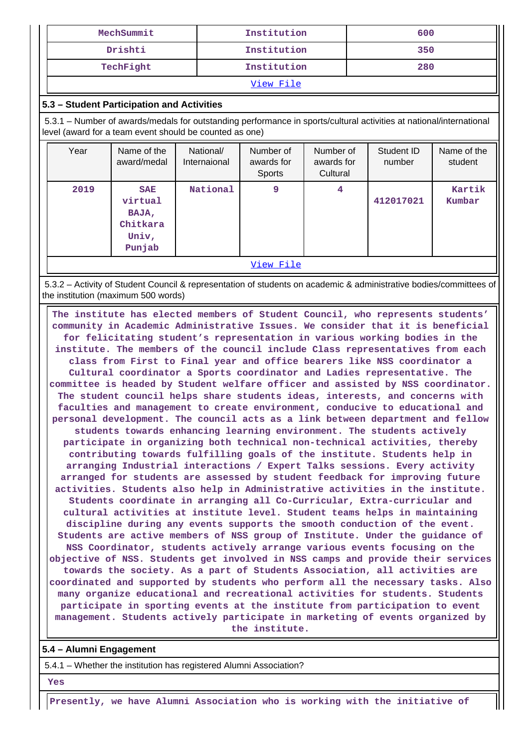| MechSummit | Institution | 600 |
|---|---|---|
| Drishti | Institution | 350 |
| TechFight | Institution | 280 |
| View File | | |

### 5.3 – Student Participation and Activities

5.3.1 – Number of awards/medals for outstanding performance in sports/cultural activities at national/international level (award for a team event should be counted as one)

| Year | Name of the award/medal | National/ Internaional | Number of awards for Sports | Number of awards for Cultural | Student ID number | Name of the student |
|---|---|---|---|---|---|---|
| 2019 | SAE virtual BAJA, Chitkara Univ, Punjab | National | 9 | 4 | 412017021 | Kartik Kumbar |
| View File | | | | | | |

5.3.2 – Activity of Student Council & representation of students on academic & administrative bodies/committees of the institution (maximum 500 words)

The institute has elected members of Student Council, who represents students' community in Academic Administrative Issues. We consider that it is beneficial for felicitating student's representation in various working bodies in the institute. The members of the council include Class representatives from each class from First to Final year and office bearers like NSS coordinator a Cultural coordinator a Sports coordinator and Ladies representative. The committee is headed by Student welfare officer and assisted by NSS coordinator. The student council helps share students ideas, interests, and concerns with faculties and management to create environment, conducive to educational and personal development. The council acts as a link between department and fellow students towards enhancing learning environment. The students actively participate in organizing both technical non-technical activities, thereby contributing towards fulfilling goals of the institute. Students help in arranging Industrial interactions / Expert Talks sessions. Every activity arranged for students are assessed by student feedback for improving future activities. Students also help in Administrative activities in the institute. Students coordinate in arranging all Co-Curricular, Extra-curricular and cultural activities at institute level. Student teams helps in maintaining discipline during any events supports the smooth conduction of the event. Students are active members of NSS group of Institute. Under the guidance of NSS Coordinator, students actively arrange various events focusing on the objective of NSS. Students get involved in NSS camps and provide their services towards the society. As a part of Students Association, all activities are coordinated and supported by students who perform all the necessary tasks. Also many organize educational and recreational activities for students. Students participate in sporting events at the institute from participation to event management. Students actively participate in marketing of events organized by the institute.

### 5.4 – Alumni Engagement

5.4.1 – Whether the institution has registered Alumni Association?

Yes

Presently, we have Alumni Association who is working with the initiative of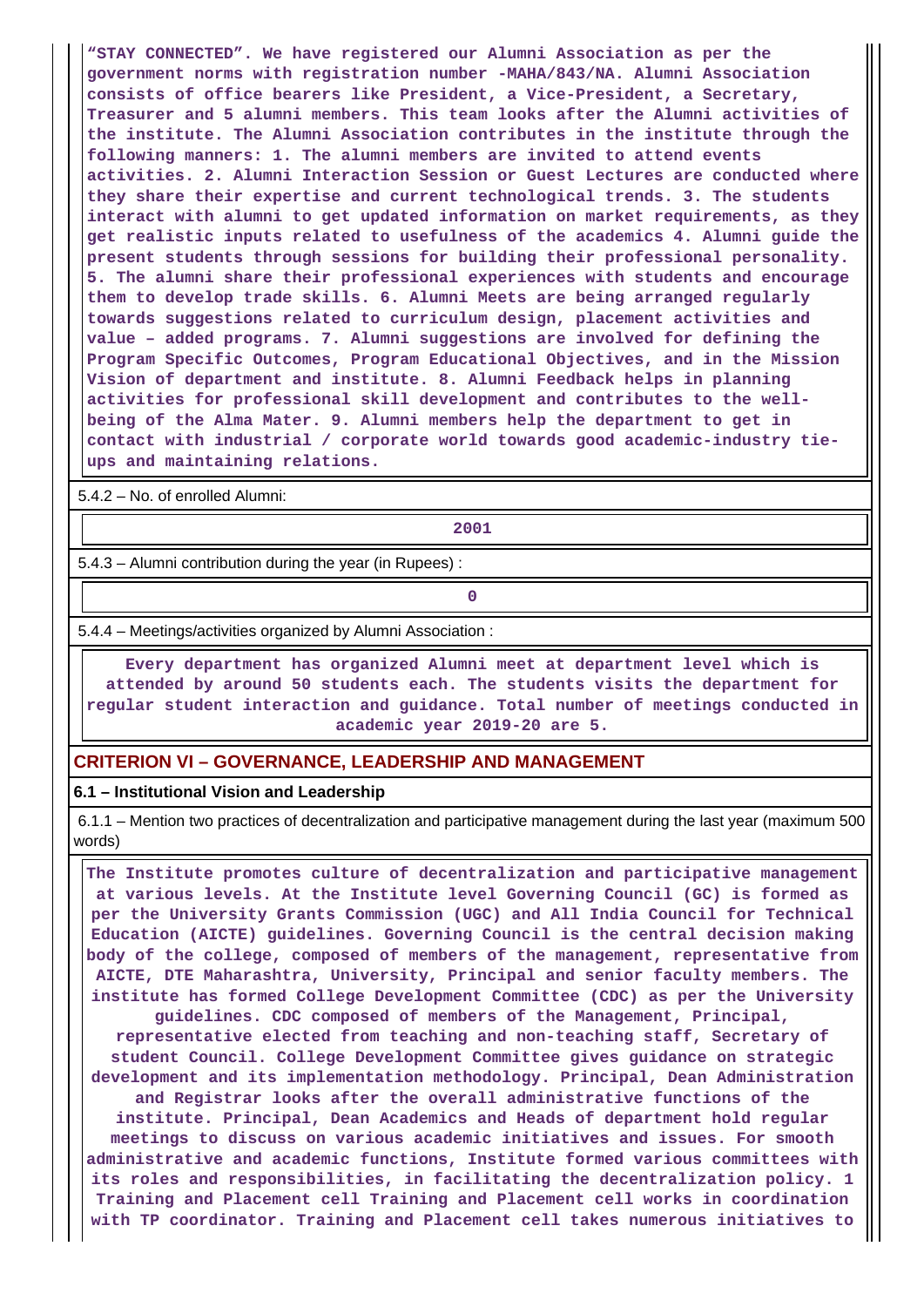**“STAY CONNECTED”. We have registered our Alumni Association as per the government norms with registration number -MAHA/843/NA. Alumni Association consists of office bearers like President, a Vice-President, a Secretary, Treasurer and 5 alumni members. This team looks after the Alumni activities of the institute. The Alumni Association contributes in the institute through the following manners: 1. The alumni members are invited to attend events activities. 2. Alumni Interaction Session or Guest Lectures are conducted where they share their expertise and current technological trends. 3. The students interact with alumni to get updated information on market requirements, as they get realistic inputs related to usefulness of the academics 4. Alumni guide the present students through sessions for building their professional personality. 5. The alumni share their professional experiences with students and encourage them to develop trade skills. 6. Alumni Meets are being arranged regularly towards suggestions related to curriculum design, placement activities and value – added programs. 7. Alumni suggestions are involved for defining the Program Specific Outcomes, Program Educational Objectives, and in the Mission Vision of department and institute. 8. Alumni Feedback helps in planning activities for professional skill development and contributes to the well-being of the Alma Mater. 9. Alumni members help the department to get in contact with industrial / corporate world towards good academic-industry tie-ups and maintaining relations.**

5.4.2 – No. of enrolled Alumni:

**2001**

5.4.3 – Alumni contribution during the year (in Rupees) :

**0**

5.4.4 – Meetings/activities organized by Alumni Association :

**Every department has organized Alumni meet at department level which is attended by around 50 students each. The students visits the department for regular student interaction and guidance. Total number of meetings conducted in academic year 2019-20 are 5.**

## CRITERION VI – GOVERNANCE, LEADERSHIP AND MANAGEMENT

### 6.1 – Institutional Vision and Leadership

6.1.1 – Mention two practices of decentralization and participative management during the last year (maximum 500 words)

**The Institute promotes culture of decentralization and participative management at various levels. At the Institute level Governing Council (GC) is formed as per the University Grants Commission (UGC) and All India Council for Technical Education (AICTE) guidelines. Governing Council is the central decision making body of the college, composed of members of the management, representative from AICTE, DTE Maharashtra, University, Principal and senior faculty members. The institute has formed College Development Committee (CDC) as per the University guidelines. CDC composed of members of the Management, Principal, representative elected from teaching and non-teaching staff, Secretary of student Council. College Development Committee gives guidance on strategic development and its implementation methodology. Principal, Dean Administration and Registrar looks after the overall administrative functions of the institute. Principal, Dean Academics and Heads of department hold regular meetings to discuss on various academic initiatives and issues. For smooth administrative and academic functions, Institute formed various committees with its roles and responsibilities, in facilitating the decentralization policy. 1 Training and Placement cell Training and Placement cell works in coordination with TP coordinator. Training and Placement cell takes numerous initiatives to**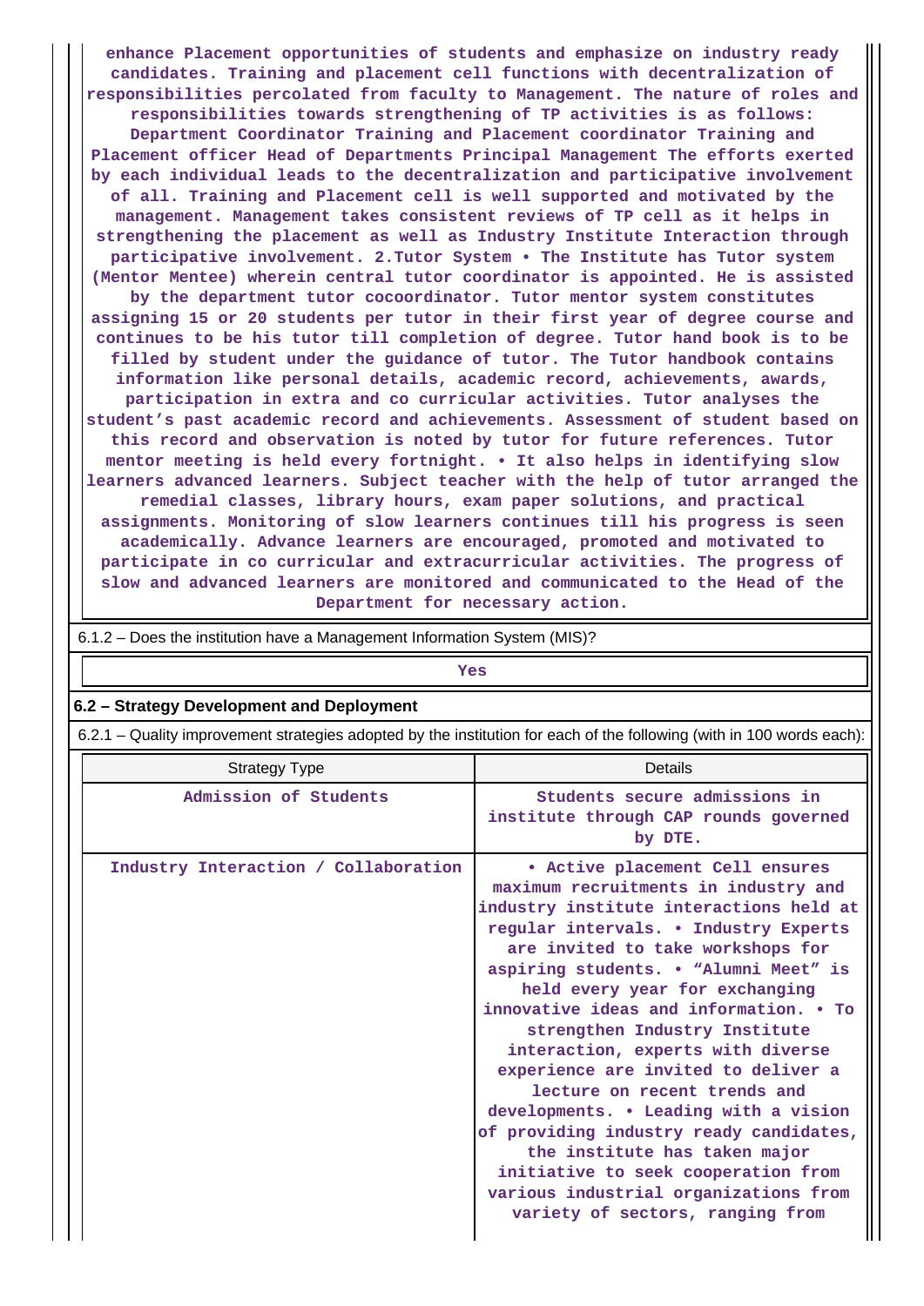enhance Placement opportunities of students and emphasize on industry ready candidates. Training and placement cell functions with decentralization of responsibilities percolated from faculty to Management. The nature of roles and responsibilities towards strengthening of TP activities is as follows: Department Coordinator Training and Placement coordinator Training and Placement officer Head of Departments Principal Management The efforts exerted by each individual leads to the decentralization and participative involvement of all. Training and Placement cell is well supported and motivated by the management. Management takes consistent reviews of TP cell as it helps in strengthening the placement as well as Industry Institute Interaction through participative involvement. 2.Tutor System • The Institute has Tutor system (Mentor Mentee) wherein central tutor coordinator is appointed. He is assisted by the department tutor cocoordinator. Tutor mentor system constitutes assigning 15 or 20 students per tutor in their first year of degree course and continues to be his tutor till completion of degree. Tutor hand book is to be filled by student under the guidance of tutor. The Tutor handbook contains information like personal details, academic record, achievements, awards, participation in extra and co curricular activities. Tutor analyses the student's past academic record and achievements. Assessment of student based on this record and observation is noted by tutor for future references. Tutor mentor meeting is held every fortnight. • It also helps in identifying slow learners advanced learners. Subject teacher with the help of tutor arranged the remedial classes, library hours, exam paper solutions, and practical assignments. Monitoring of slow learners continues till his progress is seen academically. Advance learners are encouraged, promoted and motivated to participate in co curricular and extracurricular activities. The progress of slow and advanced learners are monitored and communicated to the Head of the Department for necessary action.

6.1.2 – Does the institution have a Management Information System (MIS)?

Yes

### 6.2 – Strategy Development and Deployment

6.2.1 – Quality improvement strategies adopted by the institution for each of the following (with in 100 words each):

| Strategy Type | Details |
|---|---|
| Admission of Students | Students secure admissions in institute through CAP rounds governed by DTE. |
| Industry Interaction / Collaboration | • Active placement Cell ensures maximum recruitments in industry and industry institute interactions held at regular intervals. • Industry Experts are invited to take workshops for aspiring students. • "Alumni Meet" is held every year for exchanging innovative ideas and information. • To strengthen Industry Institute interaction, experts with diverse experience are invited to deliver a lecture on recent trends and developments. • Leading with a vision of providing industry ready candidates, the institute has taken major initiative to seek cooperation from various industrial organizations from variety of sectors, ranging from |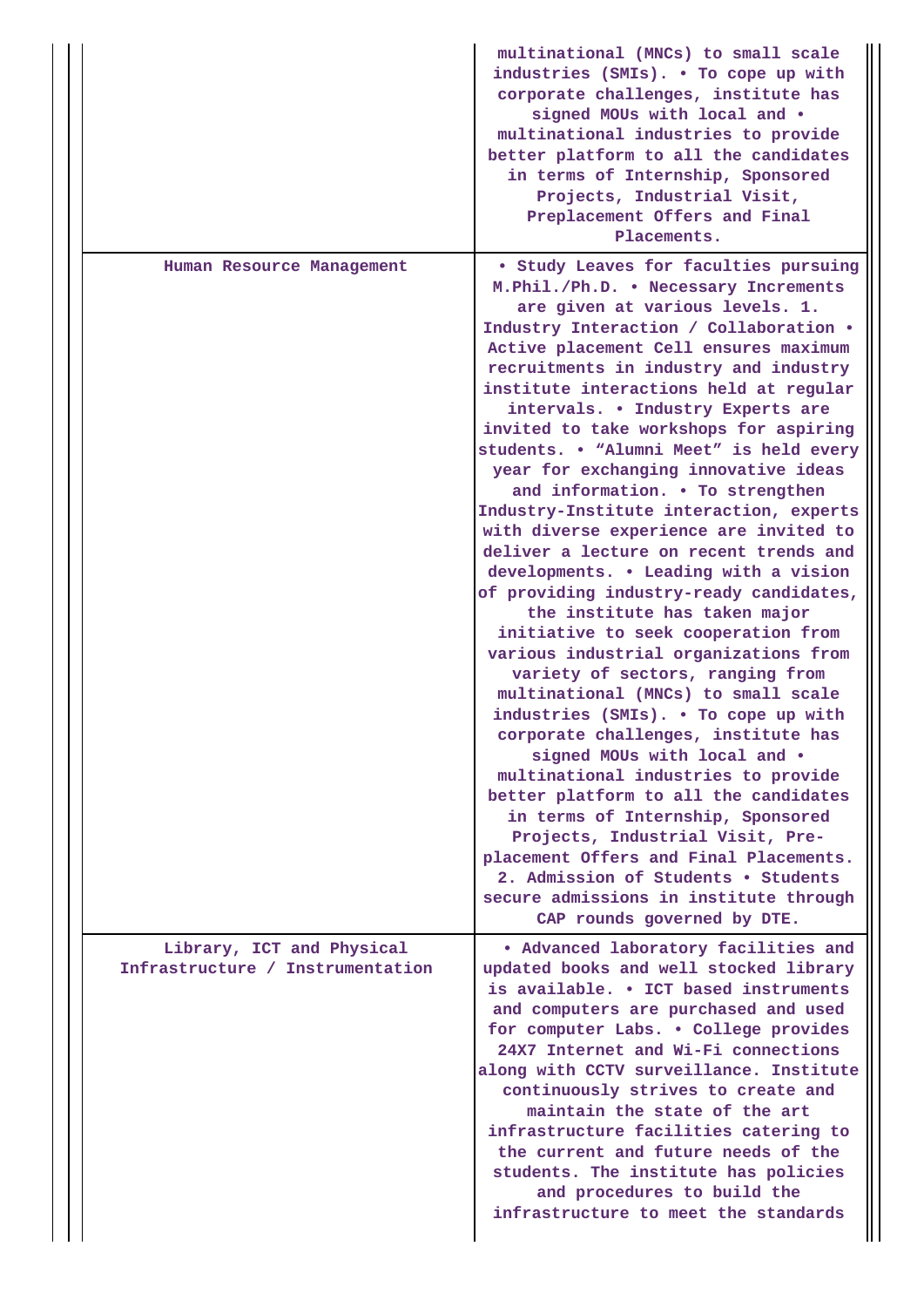| | |
|---|---|
| | multinational (MNCs) to small scale industries (SMIs). • To cope up with corporate challenges, institute has signed MOUs with local and • multinational industries to provide better platform to all the candidates in terms of Internship, Sponsored Projects, Industrial Visit, Preplacement Offers and Final Placements. |
| Human Resource Management | • Study Leaves for faculties pursuing M.Phil./Ph.D. • Necessary Increments are given at various levels. 1. Industry Interaction / Collaboration • Active placement Cell ensures maximum recruitments in industry and industry institute interactions held at regular intervals. • Industry Experts are invited to take workshops for aspiring students. • "Alumni Meet" is held every year for exchanging innovative ideas and information. • To strengthen Industry-Institute interaction, experts with diverse experience are invited to deliver a lecture on recent trends and developments. • Leading with a vision of providing industry-ready candidates, the institute has taken major initiative to seek cooperation from various industrial organizations from variety of sectors, ranging from multinational (MNCs) to small scale industries (SMIs). • To cope up with corporate challenges, institute has signed MOUs with local and • multinational industries to provide better platform to all the candidates in terms of Internship, Sponsored Projects, Industrial Visit, Pre-placement Offers and Final Placements. 2. Admission of Students • Students secure admissions in institute through CAP rounds governed by DTE. |
| Library, ICT and Physical Infrastructure / Instrumentation | • Advanced laboratory facilities and updated books and well stocked library is available. • ICT based instruments and computers are purchased and used for computer Labs. • College provides 24X7 Internet and Wi-Fi connections along with CCTV surveillance. Institute continuously strives to create and maintain the state of the art infrastructure facilities catering to the current and future needs of the students. The institute has policies and procedures to build the infrastructure to meet the standards |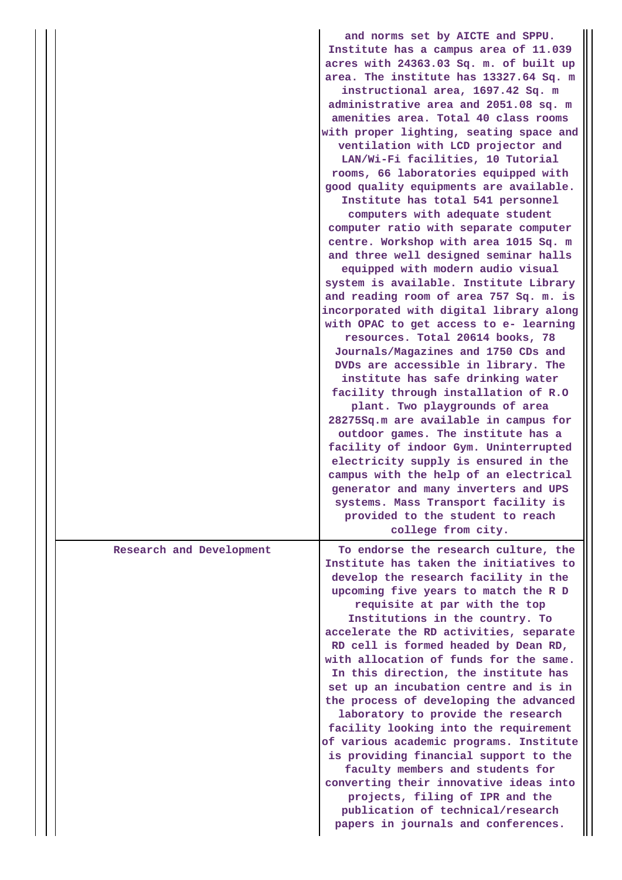| | |
|---|---|
| | and norms set by AICTE and SPPU. Institute has a campus area of 11.039 acres with 24363.03 Sq. m. of built up area. The institute has 13327.64 Sq. m instructional area, 1697.42 Sq. m administrative area and 2051.08 sq. m amenities area. Total 40 class rooms with proper lighting, seating space and ventilation with LCD projector and LAN/Wi-Fi facilities, 10 Tutorial rooms, 66 laboratories equipped with good quality equipments are available. Institute has total 541 personnel computers with adequate student computer ratio with separate computer centre. Workshop with area 1015 Sq. m and three well designed seminar halls equipped with modern audio visual system is available. Institute Library and reading room of area 757 Sq. m. is incorporated with digital library along with OPAC to get access to e- learning resources. Total 20614 books, 78 Journals/Magazines and 1750 CDs and DVDs are accessible in library. The institute has safe drinking water facility through installation of R.O plant. Two playgrounds of area 28275Sq.m are available in campus for outdoor games. The institute has a facility of indoor Gym. Uninterrupted electricity supply is ensured in the campus with the help of an electrical generator and many inverters and UPS systems. Mass Transport facility is provided to the student to reach college from city. |
| Research and Development | To endorse the research culture, the Institute has taken the initiatives to develop the research facility in the upcoming five years to match the R D requisite at par with the top Institutions in the country. To accelerate the RD activities, separate RD cell is formed headed by Dean RD, with allocation of funds for the same. In this direction, the institute has set up an incubation centre and is in the process of developing the advanced laboratory to provide the research facility looking into the requirement of various academic programs. Institute is providing financial support to the faculty members and students for converting their innovative ideas into projects, filing of IPR and the publication of technical/research papers in journals and conferences. |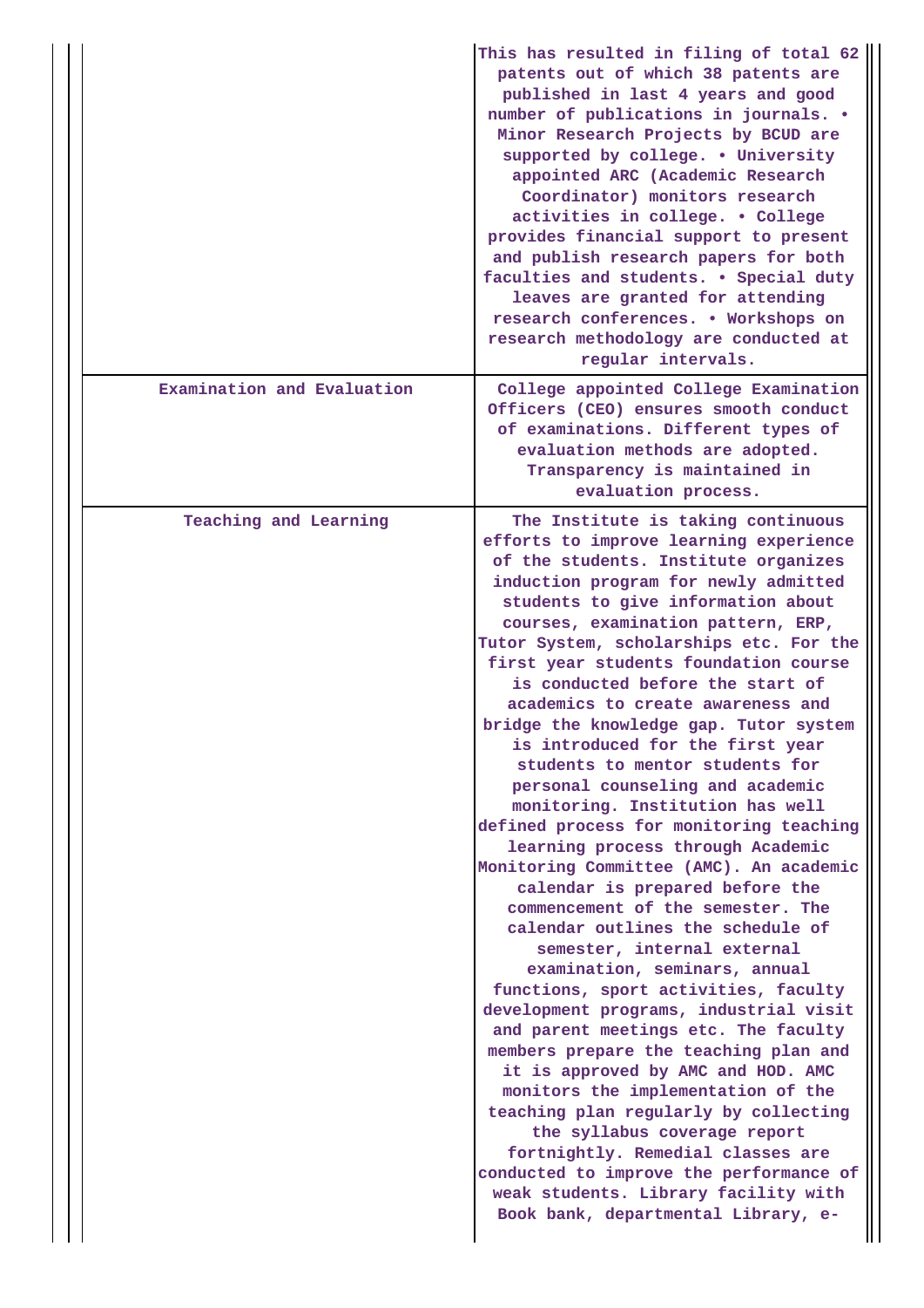| | |
|---|---|
| | This has resulted in filing of total 62 patents out of which 38 patents are published in last 4 years and good number of publications in journals. • Minor Research Projects by BCUD are supported by college. • University appointed ARC (Academic Research Coordinator) monitors research activities in college. • College provides financial support to present and publish research papers for both faculties and students. • Special duty leaves are granted for attending research conferences. • Workshops on research methodology are conducted at regular intervals. |
| Examination and Evaluation | College appointed College Examination Officers (CEO) ensures smooth conduct of examinations. Different types of evaluation methods are adopted. Transparency is maintained in evaluation process. |
| Teaching and Learning | The Institute is taking continuous efforts to improve learning experience of the students. Institute organizes induction program for newly admitted students to give information about courses, examination pattern, ERP, Tutor System, scholarships etc. For the first year students foundation course is conducted before the start of academics to create awareness and bridge the knowledge gap. Tutor system is introduced for the first year students to mentor students for personal counseling and academic monitoring. Institution has well defined process for monitoring teaching learning process through Academic Monitoring Committee (AMC). An academic calendar is prepared before the commencement of the semester. The calendar outlines the schedule of semester, internal external examination, seminars, annual functions, sport activities, faculty development programs, industrial visit and parent meetings etc. The faculty members prepare the teaching plan and it is approved by AMC and HOD. AMC monitors the implementation of the teaching plan regularly by collecting the syllabus coverage report fortnightly. Remedial classes are conducted to improve the performance of weak students. Library facility with Book bank, departmental Library, e- |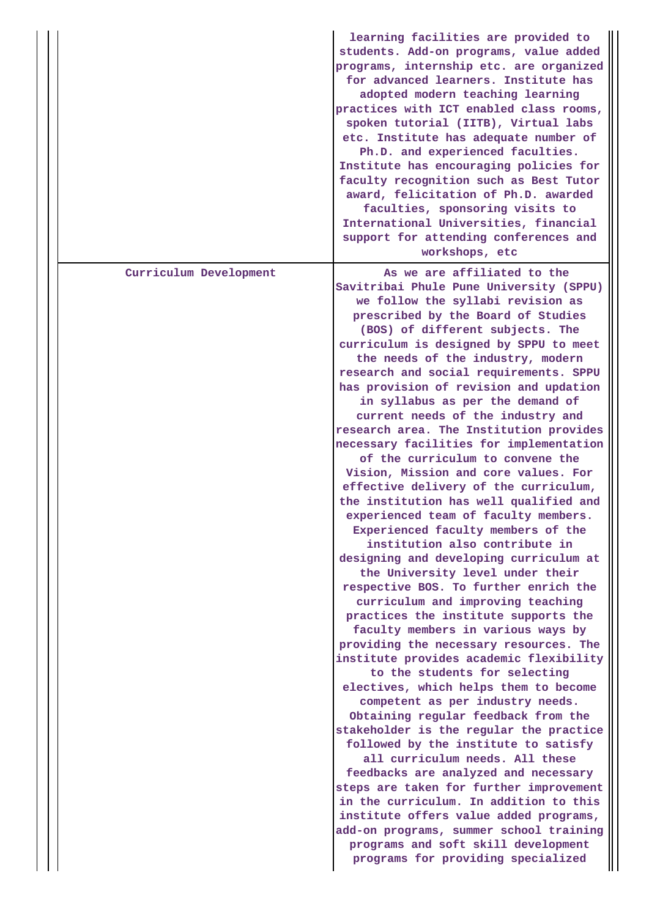| | |
|---|---|
| | learning facilities are provided to students. Add-on programs, value added programs, internship etc. are organized for advanced learners. Institute has adopted modern teaching learning practices with ICT enabled class rooms, spoken tutorial (IITB), Virtual labs etc. Institute has adequate number of Ph.D. and experienced faculties. Institute has encouraging policies for faculty recognition such as Best Tutor award, felicitation of Ph.D. awarded faculties, sponsoring visits to International Universities, financial support for attending conferences and workshops, etc |
| Curriculum Development | As we are affiliated to the Savitribai Phule Pune University (SPPU) we follow the syllabi revision as prescribed by the Board of Studies (BOS) of different subjects. The curriculum is designed by SPPU to meet the needs of the industry, modern research and social requirements. SPPU has provision of revision and updation in syllabus as per the demand of current needs of the industry and research area. The Institution provides necessary facilities for implementation of the curriculum to convene the Vision, Mission and core values. For effective delivery of the curriculum, the institution has well qualified and experienced team of faculty members. Experienced faculty members of the institution also contribute in designing and developing curriculum at the University level under their respective BOS. To further enrich the curriculum and improving teaching practices the institute supports the faculty members in various ways by providing the necessary resources. The institute provides academic flexibility to the students for selecting electives, which helps them to become competent as per industry needs. Obtaining regular feedback from the stakeholder is the regular the practice followed by the institute to satisfy all curriculum needs. All these feedbacks are analyzed and necessary steps are taken for further improvement in the curriculum. In addition to this institute offers value added programs, add-on programs, summer school training programs and soft skill development programs for providing specialized |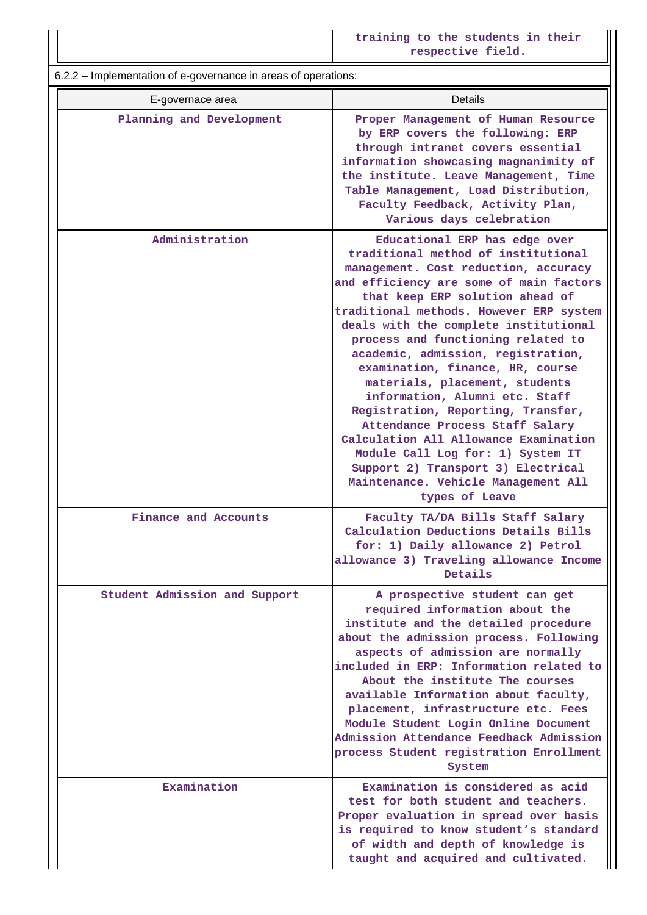| | training to the students in their respective field. |
|---|---|

6.2.2 – Implementation of e-governance in areas of operations:

| E-governace area | Details |
|---|---|
| Planning and Development | Proper Management of Human Resource by ERP covers the following: ERP through intranet covers essential information showcasing magnanimity of the institute. Leave Management, Time Table Management, Load Distribution, Faculty Feedback, Activity Plan, Various days celebration |
| Administration | Educational ERP has edge over traditional method of institutional management. Cost reduction, accuracy and efficiency are some of main factors that keep ERP solution ahead of traditional methods. However ERP system deals with the complete institutional process and functioning related to academic, admission, registration, examination, finance, HR, course materials, placement, students information, Alumni etc. Staff Registration, Reporting, Transfer, Attendance Process Staff Salary Calculation All Allowance Examination Module Call Log for: 1) System IT Support 2) Transport 3) Electrical Maintenance. Vehicle Management All types of Leave |
| Finance and Accounts | Faculty TA/DA Bills Staff Salary Calculation Deductions Details Bills for: 1) Daily allowance 2) Petrol allowance 3) Traveling allowance Income Details |
| Student Admission and Support | A prospective student can get required information about the institute and the detailed procedure about the admission process. Following aspects of admission are normally included in ERP: Information related to About the institute The courses available Information about faculty, placement, infrastructure etc. Fees Module Student Login Online Document Admission Attendance Feedback Admission process Student registration Enrollment System |
| Examination | Examination is considered as acid test for both student and teachers. Proper evaluation in spread over basis is required to know student’s standard of width and depth of knowledge is taught and acquired and cultivated. |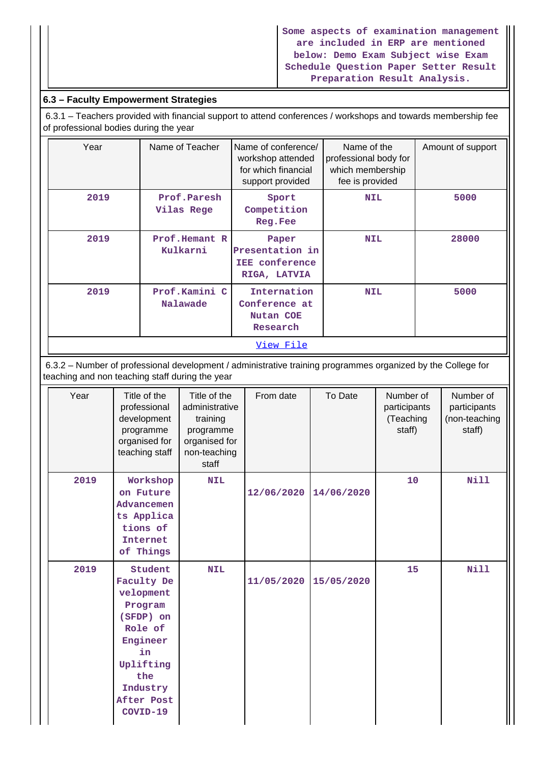| | Some aspects of examination management are included in ERP are mentioned below: Demo Exam Subject wise Exam Schedule Question Paper Setter Result Preparation Result Analysis. |
|---|---|

### 6.3 – Faculty Empowerment Strategies

6.3.1 – Teachers provided with financial support to attend conferences / workshops and towards membership fee of professional bodies during the year

| Year | Name of Teacher | Name of conference/ workshop attended for which financial support provided | Name of the professional body for which membership fee is provided | Amount of support |
|---|---|---|---|---|
| 2019 | Prof.Paresh Vilas Rege | Sport Competition Reg.Fee | NIL | 5000 |
| 2019 | Prof.Hemant R Kulkarni | Paper Presentation in IEE conference RIGA, LATVIA | NIL | 28000 |
| 2019 | Prof.Kamini C Nalawade | Internation Conference at Nutan COE Research | NIL | 5000 |

View File

6.3.2 – Number of professional development / administrative training programmes organized by the College for teaching and non teaching staff during the year

| Year | Title of the professional development programme organised for teaching staff | Title of the administrative training programme organised for non-teaching staff | From date | To Date | Number of participants (Teaching staff) | Number of participants (non-teaching staff) |
|---|---|---|---|---|---|---|
| 2019 | Workshop on Future Advancements Applications of Internet of Things | NIL | 12/06/2020 | 14/06/2020 | 10 | Nill |
| 2019 | Student Faculty Development Program (SFDP) on Role of Engineer in Uplifting the Industry After Post COVID-19 | NIL | 11/05/2020 | 15/05/2020 | 15 | Nill |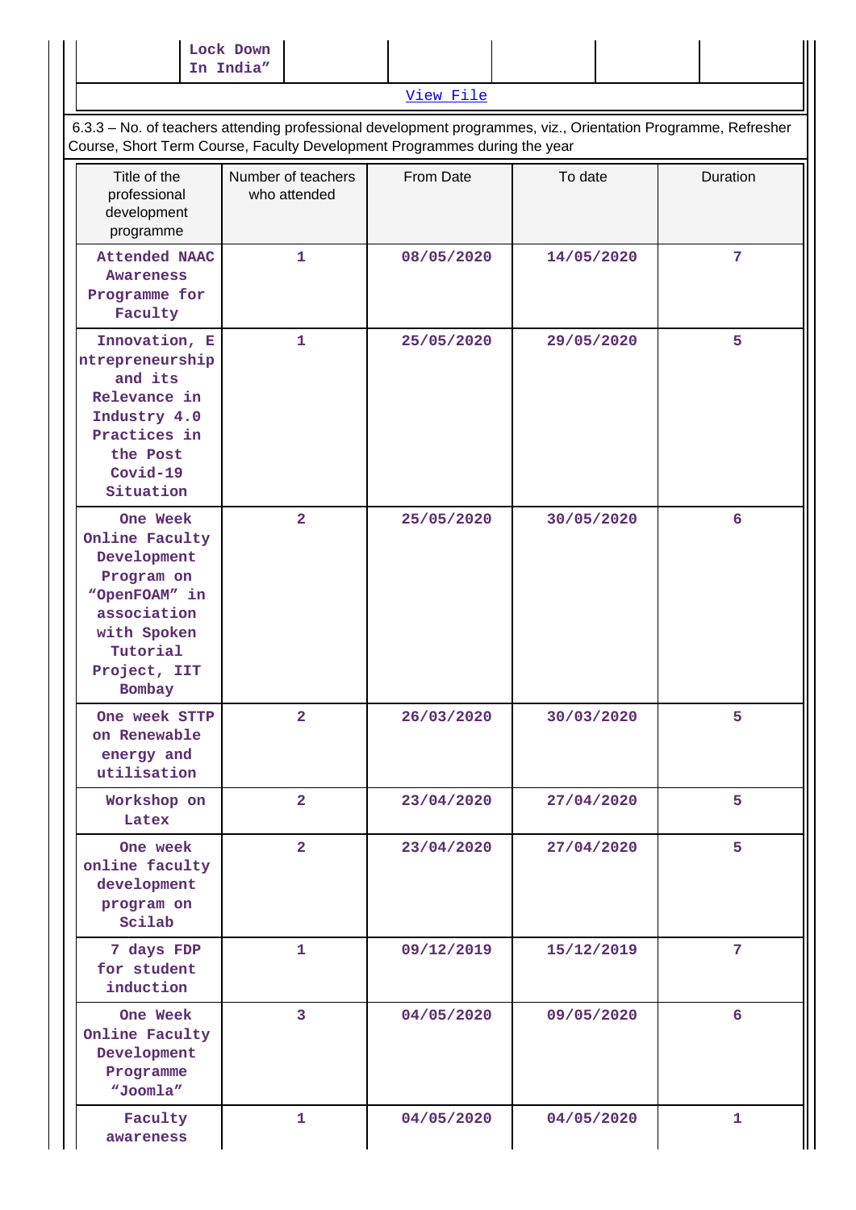| | Lock Down In India" | | | | | |
|---|---|---|---|---|---|---|

View File

6.3.3 – No. of teachers attending professional development programmes, viz., Orientation Programme, Refresher Course, Short Term Course, Faculty Development Programmes during the year

| Title of the professional development programme | Number of teachers who attended | From Date | To date | Duration |
|---|---|---|---|---|
| Attended NAAC Awareness Programme for Faculty | 1 | 08/05/2020 | 14/05/2020 | 7 |
| Innovation, Entrepreneurship and its Relevance in Industry 4.0 Practices in the Post Covid-19 Situation | 1 | 25/05/2020 | 29/05/2020 | 5 |
| One Week Online Faculty Development Program on "OpenFOAM" in association with Spoken Tutorial Project, IIT Bombay | 2 | 25/05/2020 | 30/05/2020 | 6 |
| One week STTP on Renewable energy and utilisation | 2 | 26/03/2020 | 30/03/2020 | 5 |
| Workshop on Latex | 2 | 23/04/2020 | 27/04/2020 | 5 |
| One week online faculty development program on Scilab | 2 | 23/04/2020 | 27/04/2020 | 5 |
| 7 days FDP for student induction | 1 | 09/12/2019 | 15/12/2019 | 7 |
| One Week Online Faculty Development Programme "Joomla" | 3 | 04/05/2020 | 09/05/2020 | 6 |
| Faculty awareness | 1 | 04/05/2020 | 04/05/2020 | 1 |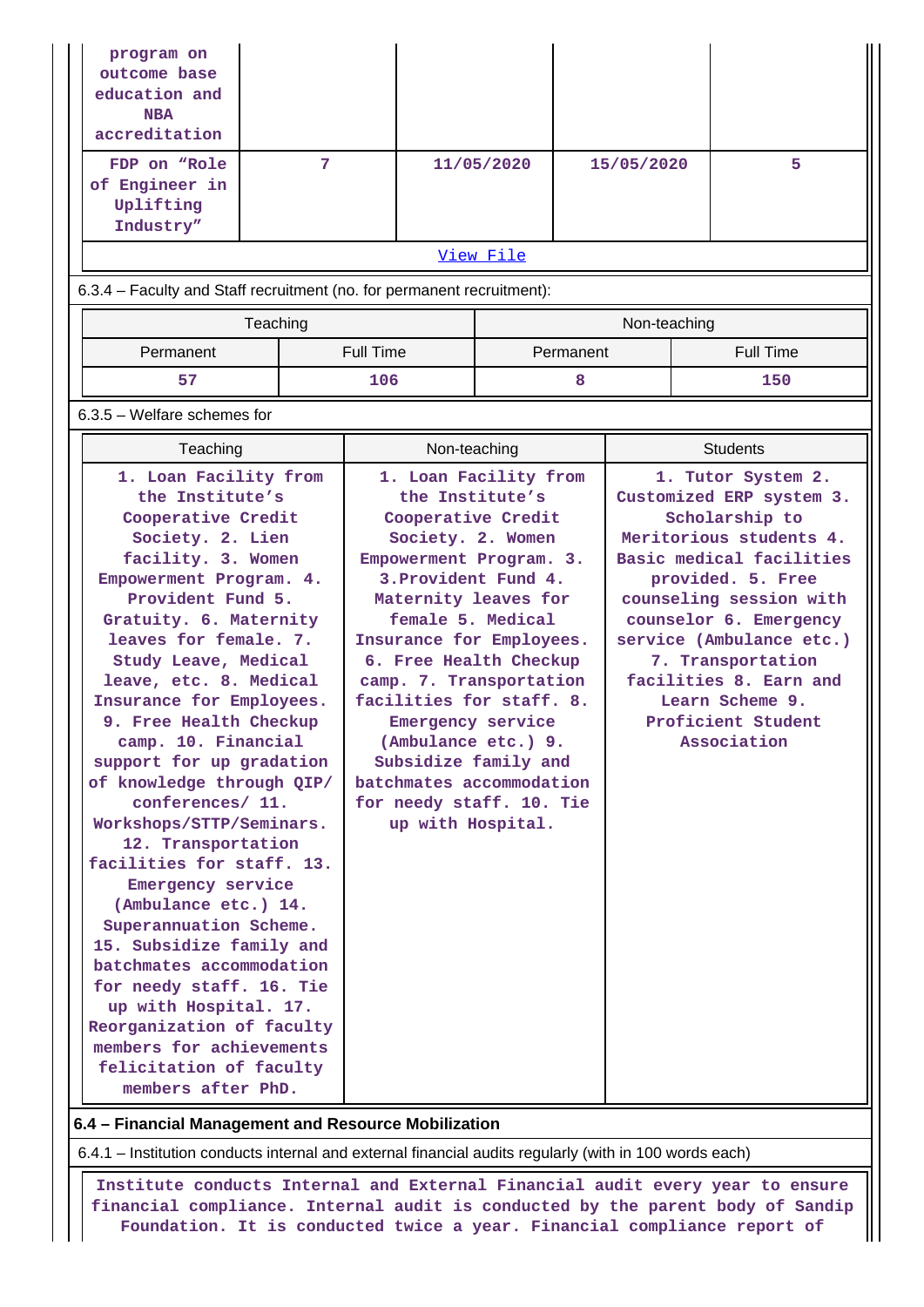| program on outcome base education and NBA accreditation | | | | |
|---|---|---|---|---|
| FDP on “Role of Engineer in Uplifting Industry” | 7 | 11/05/2020 | 15/05/2020 | 5 |

View File

6.3.4 – Faculty and Staff recruitment (no. for permanent recruitment):

| Teaching | | Non-teaching | |
|---|---|---|---|
| Permanent | Full Time | Permanent | Full Time |
| 57 | 106 | 8 | 150 |

6.3.5 – Welfare schemes for

| Teaching | Non-teaching | Students |
|---|---|---|
| 1. Loan Facility from the Institute’s Cooperative Credit Society. 2. Lien facility. 3. Women Empowerment Program. 4. Provident Fund 5. Gratuity. 6. Maternity leaves for female. 7. Study Leave, Medical leave, etc. 8. Medical Insurance for Employees. 9. Free Health Checkup camp. 10. Financial support for up gradation of knowledge through QIP/ conferences/ 11. Workshops/STTP/Seminars. 12. Transportation facilities for staff. 13. Emergency service (Ambulance etc.) 14. Superannuation Scheme. 15. Subsidize family and batchmates accommodation for needy staff. 16. Tie up with Hospital. 17. Reorganization of faculty members for achievements felicitation of faculty members after PhD. | 1. Loan Facility from the Institute’s Cooperative Credit Society. 2. Women Empowerment Program. 3. 3.Provident Fund 4. Maternity leaves for female 5. Medical Insurance for Employees. 6. Free Health Checkup camp. 7. Transportation facilities for staff. 8. Emergency service (Ambulance etc.) 9. Subsidize family and batchmates accommodation for needy staff. 10. Tie up with Hospital. | 1. Tutor System 2. Customized ERP system 3. Scholarship to Meritorious students 4. Basic medical facilities provided. 5. Free counseling session with counselor 6. Emergency service (Ambulance etc.) 7. Transportation facilities 8. Earn and Learn Scheme 9. Proficient Student Association |

**6.4 – Financial Management and Resource Mobilization**

6.4.1 – Institution conducts internal and external financial audits regularly (with in 100 words each)

Institute conducts Internal and External Financial audit every year to ensure financial compliance. Internal audit is conducted by the parent body of Sandip Foundation. It is conducted twice a year. Financial compliance report of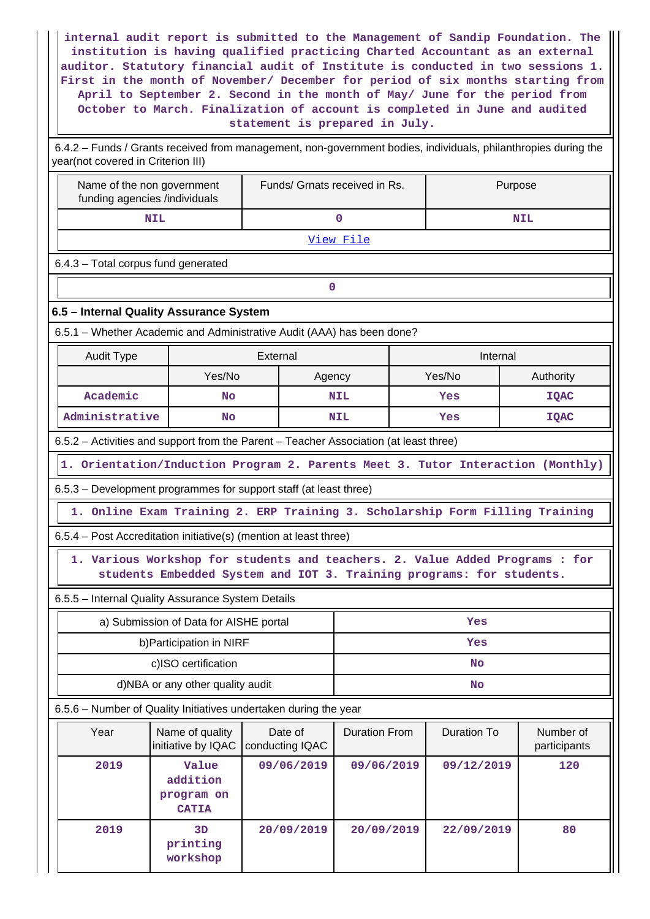internal audit report is submitted to the Management of Sandip Foundation. The institution is having qualified practicing Charted Accountant as an external auditor. Statutory financial audit of Institute is conducted in two sessions 1. First in the month of November/ December for period of six months starting from April to September 2. Second in the month of May/ June for the period from October to March. Finalization of account is completed in June and audited statement is prepared in July.

6.4.2 – Funds / Grants received from management, non-government bodies, individuals, philanthropies during the year(not covered in Criterion III)

| Name of the non government funding agencies /individuals | Funds/ Grnats received in Rs. | Purpose |
|---|---|---|
| NIL | 0 | NIL |
| View File | | |

6.4.3 – Total corpus fund generated

| 0 |
|---|

**6.5 – Internal Quality Assurance System**

6.5.1 – Whether Academic and Administrative Audit (AAA) has been done?

| Audit Type | External | | Internal | |
|---|---|---|---|---|
| | Yes/No | Agency | Yes/No | Authority |
| Academic | No | NIL | Yes | IQAC |
| Administrative | No | NIL | Yes | IQAC |

6.5.2 – Activities and support from the Parent – Teacher Association (at least three)

1. Orientation/Induction Program 2. Parents Meet 3. Tutor Interaction (Monthly)

6.5.3 – Development programmes for support staff (at least three)

1. Online Exam Training 2. ERP Training 3. Scholarship Form Filling Training

6.5.4 – Post Accreditation initiative(s) (mention at least three)

1. Various Workshop for students and teachers. 2. Value Added Programs : for students Embedded System and IOT 3. Training programs: for students.

6.5.5 – Internal Quality Assurance System Details

| a) Submission of Data for AISHE portal | Yes |
|---|---|
| b)Participation in NIRF | Yes |
| c)ISO certification | No |
| d)NBA or any other quality audit | No |

6.5.6 – Number of Quality Initiatives undertaken during the year

| Year | Name of quality initiative by IQAC | Date of conducting IQAC | Duration From | Duration To | Number of participants |
|---|---|---|---|---|---|
| 2019 | Value addition program on CATIA | 09/06/2019 | 09/06/2019 | 09/12/2019 | 120 |
| 2019 | 3D printing workshop | 20/09/2019 | 20/09/2019 | 22/09/2019 | 80 |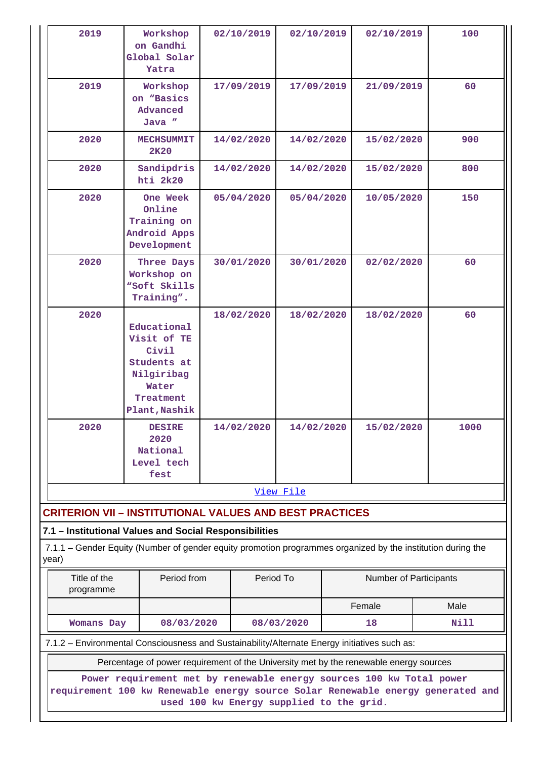| | | | | | |
|---|---|---|---|---|---|
| 2019 | Workshop on Gandhi Global Solar Yatra | 02/10/2019 | 02/10/2019 | 02/10/2019 | 100 |
| 2019 | Workshop on “Basics Advanced Java ” | 17/09/2019 | 17/09/2019 | 21/09/2019 | 60 |
| 2020 | MECHSUMMIT 2K20 | 14/02/2020 | 14/02/2020 | 15/02/2020 | 900 |
| 2020 | Sandipdrishti 2k20 | 14/02/2020 | 14/02/2020 | 15/02/2020 | 800 |
| 2020 | One Week Online Training on Android Apps Development | 05/04/2020 | 05/04/2020 | 10/05/2020 | 150 |
| 2020 | Three Days Workshop on “Soft Skills Training”. | 30/01/2020 | 30/01/2020 | 02/02/2020 | 60 |
| 2020 | Educational Visit of TE Civil Students at Nilgiribag Water Treatment Plant,Nashik | 18/02/2020 | 18/02/2020 | 18/02/2020 | 60 |
| 2020 | DESIRE 2020 National Level tech fest | 14/02/2020 | 14/02/2020 | 15/02/2020 | 1000 |

View File

## CRITERION VII – INSTITUTIONAL VALUES AND BEST PRACTICES

### 7.1 – Institutional Values and Social Responsibilities

7.1.1 – Gender Equity (Number of gender equity promotion programmes organized by the institution during the year)

| Title of the programme | Period from | Period To | Number of Participants | |
|---|---|---|---|---|
| | | | Female | Male |
| Womans Day | 08/03/2020 | 08/03/2020 | 18 | Nill |

7.1.2 – Environmental Consciousness and Sustainability/Alternate Energy initiatives such as:

| Percentage of power requirement of the University met by the renewable energy sources |
|---|
| Power requirement met by renewable energy sources 100 kw Total power requirement 100 kw Renewable energy source Solar Renewable energy generated and used 100 kw Energy supplied to the grid. |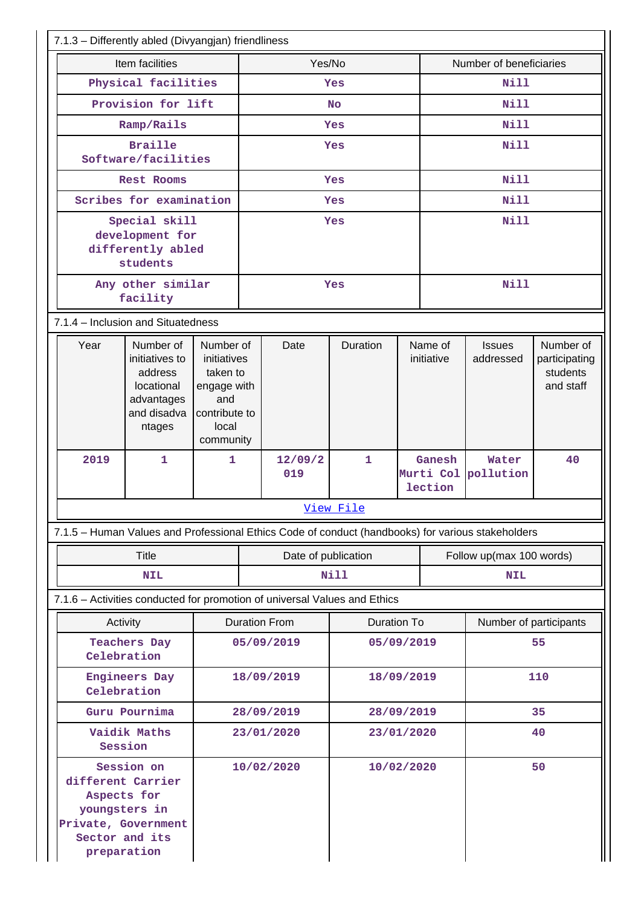7.1.3 – Differently abled (Divyangjan) friendliness

| Item facilities | Yes/No | Number of beneficiaries |
|---|---|---|
| Physical facilities | Yes | Nill |
| Provision for lift | No | Nill |
| Ramp/Rails | Yes | Nill |
| Braille Software/facilities | Yes | Nill |
| Rest Rooms | Yes | Nill |
| Scribes for examination | Yes | Nill |
| Special skill development for differently abled students | Yes | Nill |
| Any other similar facility | Yes | Nill |

7.1.4 – Inclusion and Situatedness

| Year | Number of initiatives to address locational advantages and disadva ntages | Number of initiatives taken to engage with and contribute to local community | Date | Duration | Name of initiative | Issues addressed | Number of participating students and staff |
|---|---|---|---|---|---|---|---|
| 2019 | 1 | 1 | 12/09/2019 | 1 | Ganesh Murti Collection | Water pollution | 40 |

[View File]

7.1.5 – Human Values and Professional Ethics Code of conduct (handbooks) for various stakeholders

| Title | Date of publication | Follow up(max 100 words) |
|---|---|---|
| NIL | Nill | NIL |

7.1.6 – Activities conducted for promotion of universal Values and Ethics

| Activity | Duration From | Duration To | Number of participants |
|---|---|---|---|
| Teachers Day Celebration | 05/09/2019 | 05/09/2019 | 55 |
| Engineers Day Celebration | 18/09/2019 | 18/09/2019 | 110 |
| Guru Pournima | 28/09/2019 | 28/09/2019 | 35 |
| Vaidik Maths Session | 23/01/2020 | 23/01/2020 | 40 |
| Session on different Carrier Aspects for youngsters in Private, Government Sector and its preparation | 10/02/2020 | 10/02/2020 | 50 |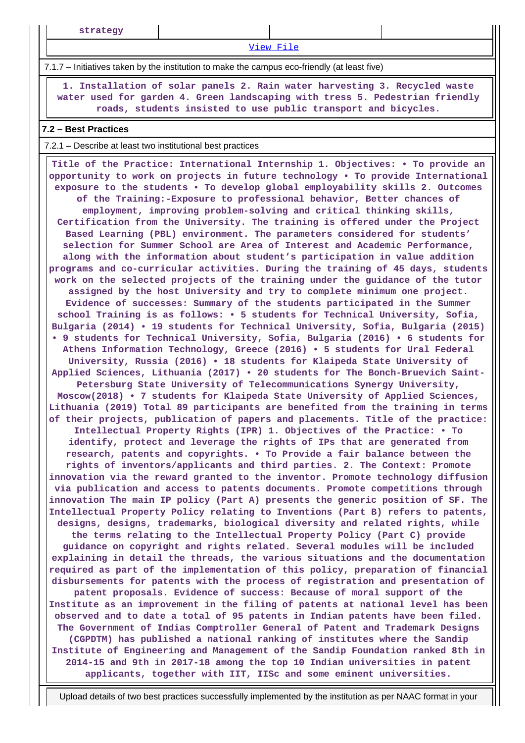| strategy | | | |
|---|---|---|---|

View File

7.1.7 – Initiatives taken by the institution to make the campus eco-friendly (at least five)

1. Installation of solar panels 2. Rain water harvesting 3. Recycled waste water used for garden 4. Green landscaping with tress 5. Pedestrian friendly roads, students insisted to use public transport and bicycles.

**7.2 – Best Practices**

7.2.1 – Describe at least two institutional best practices

Title of the Practice: International Internship 1. Objectives: • To provide an opportunity to work on projects in future technology • To provide International exposure to the students • To develop global employability skills 2. Outcomes of the Training:-Exposure to professional behavior, Better chances of employment, improving problem-solving and critical thinking skills, Certification from the University. The training is offered under the Project Based Learning (PBL) environment. The parameters considered for students' selection for Summer School are Area of Interest and Academic Performance, along with the information about student's participation in value addition programs and co-curricular activities. During the training of 45 days, students work on the selected projects of the training under the guidance of the tutor assigned by the host University and try to complete minimum one project. Evidence of successes: Summary of the students participated in the Summer school Training is as follows: • 5 students for Technical University, Sofia, Bulgaria (2014) • 19 students for Technical University, Sofia, Bulgaria (2015) • 9 students for Technical University, Sofia, Bulgaria (2016) • 6 students for Athens Information Technology, Greece (2016) • 5 students for Ural Federal University, Russia (2016) • 18 students for Klaipeda State University of Applied Sciences, Lithuania (2017) • 20 students for The Bonch-Bruevich Saint-Petersburg State University of Telecommunications Synergy University, Moscow(2018) • 7 students for Klaipeda State University of Applied Sciences, Lithuania (2019) Total 89 participants are benefited from the training in terms of their projects, publication of papers and placements. Title of the practice: Intellectual Property Rights (IPR) 1. Objectives of the Practice: • To identify, protect and leverage the rights of IPs that are generated from research, patents and copyrights. • To Provide a fair balance between the rights of inventors/applicants and third parties. 2. The Context: Promote innovation via the reward granted to the inventor. Promote technology diffusion via publication and access to patents documents. Promote competitions through innovation The main IP policy (Part A) presents the generic position of SF. The Intellectual Property Policy relating to Inventions (Part B) refers to patents, designs, designs, trademarks, biological diversity and related rights, while the terms relating to the Intellectual Property Policy (Part C) provide guidance on copyright and rights related. Several modules will be included explaining in detail the threads, the various situations and the documentation required as part of the implementation of this policy, preparation of financial disbursements for patents with the process of registration and presentation of patent proposals. Evidence of success: Because of moral support of the Institute as an improvement in the filing of patents at national level has been observed and to date a total of 95 patents in Indian patents have been filed. The Government of Indias Comptroller General of Patent and Trademark Designs (CGPDTM) has published a national ranking of institutes where the Sandip Institute of Engineering and Management of the Sandip Foundation ranked 8th in 2014-15 and 9th in 2017-18 among the top 10 Indian universities in patent applicants, together with IIT, IISc and some eminent universities.

Upload details of two best practices successfully implemented by the institution as per NAAC format in your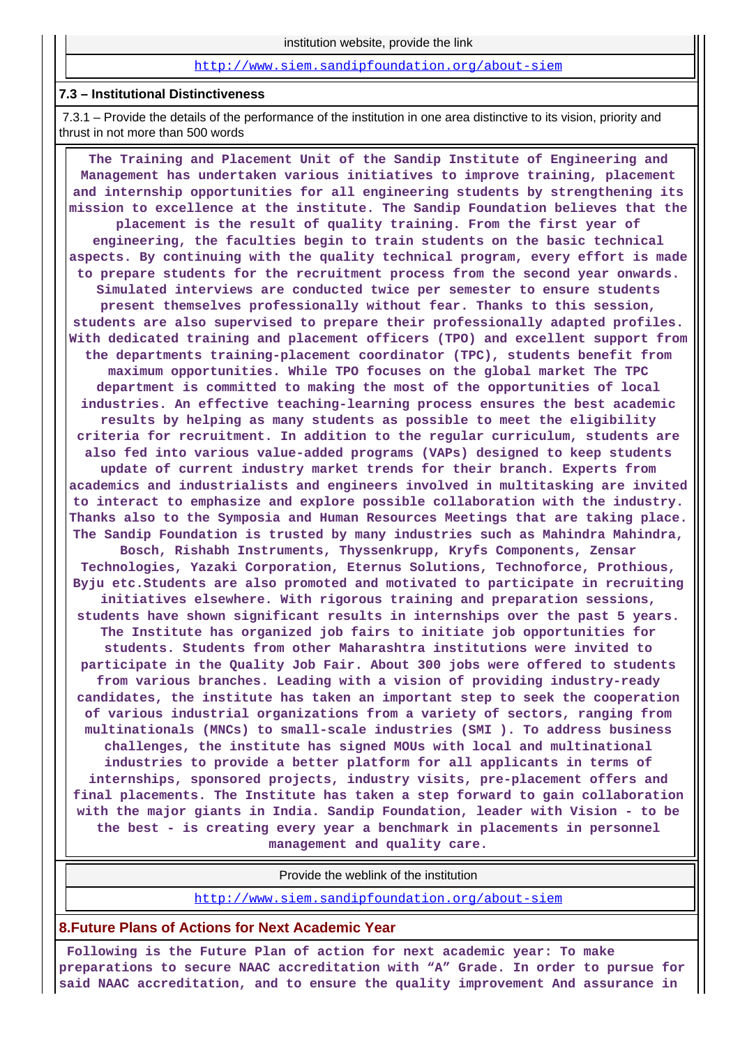| institution website, provide the link |
|---|
| http://www.siem.sandipfoundation.org/about-siem |

**7.3 – Institutional Distinctiveness**

7.3.1 – Provide the details of the performance of the institution in one area distinctive to its vision, priority and thrust in not more than 500 words

**The Training and Placement Unit of the Sandip Institute of Engineering and Management has undertaken various initiatives to improve training, placement and internship opportunities for all engineering students by strengthening its mission to excellence at the institute. The Sandip Foundation believes that the placement is the result of quality training. From the first year of engineering, the faculties begin to train students on the basic technical aspects. By continuing with the quality technical program, every effort is made to prepare students for the recruitment process from the second year onwards. Simulated interviews are conducted twice per semester to ensure students present themselves professionally without fear. Thanks to this session, students are also supervised to prepare their professionally adapted profiles. With dedicated training and placement officers (TPO) and excellent support from the departments training-placement coordinator (TPC), students benefit from maximum opportunities. While TPO focuses on the global market The TPC department is committed to making the most of the opportunities of local industries. An effective teaching-learning process ensures the best academic results by helping as many students as possible to meet the eligibility criteria for recruitment. In addition to the regular curriculum, students are also fed into various value-added programs (VAPs) designed to keep students update of current industry market trends for their branch. Experts from academics and industrialists and engineers involved in multitasking are invited to interact to emphasize and explore possible collaboration with the industry. Thanks also to the Symposia and Human Resources Meetings that are taking place. The Sandip Foundation is trusted by many industries such as Mahindra Mahindra, Bosch, Rishabh Instruments, Thyssenkrupp, Kryfs Components, Zensar Technologies, Yazaki Corporation, Eternus Solutions, Technoforce, Prothious, Byju etc.Students are also promoted and motivated to participate in recruiting initiatives elsewhere. With rigorous training and preparation sessions, students have shown significant results in internships over the past 5 years. The Institute has organized job fairs to initiate job opportunities for students. Students from other Maharashtra institutions were invited to participate in the Quality Job Fair. About 300 jobs were offered to students from various branches. Leading with a vision of providing industry-ready candidates, the institute has taken an important step to seek the cooperation of various industrial organizations from a variety of sectors, ranging from multinationals (MNCs) to small-scale industries (SMI ). To address business challenges, the institute has signed MOUs with local and multinational industries to provide a better platform for all applicants in terms of internships, sponsored projects, industry visits, pre-placement offers and final placements. The Institute has taken a step forward to gain collaboration with the major giants in India. Sandip Foundation, leader with Vision - to be the best - is creating every year a benchmark in placements in personnel management and quality care.**

| Provide the weblink of the institution |
|---|
| http://www.siem.sandipfoundation.org/about-siem |

## 8.Future Plans of Actions for Next Academic Year

**Following is the Future Plan of action for next academic year: To make preparations to secure NAAC accreditation with “A” Grade. In order to pursue for said NAAC accreditation, and to ensure the quality improvement And assurance in**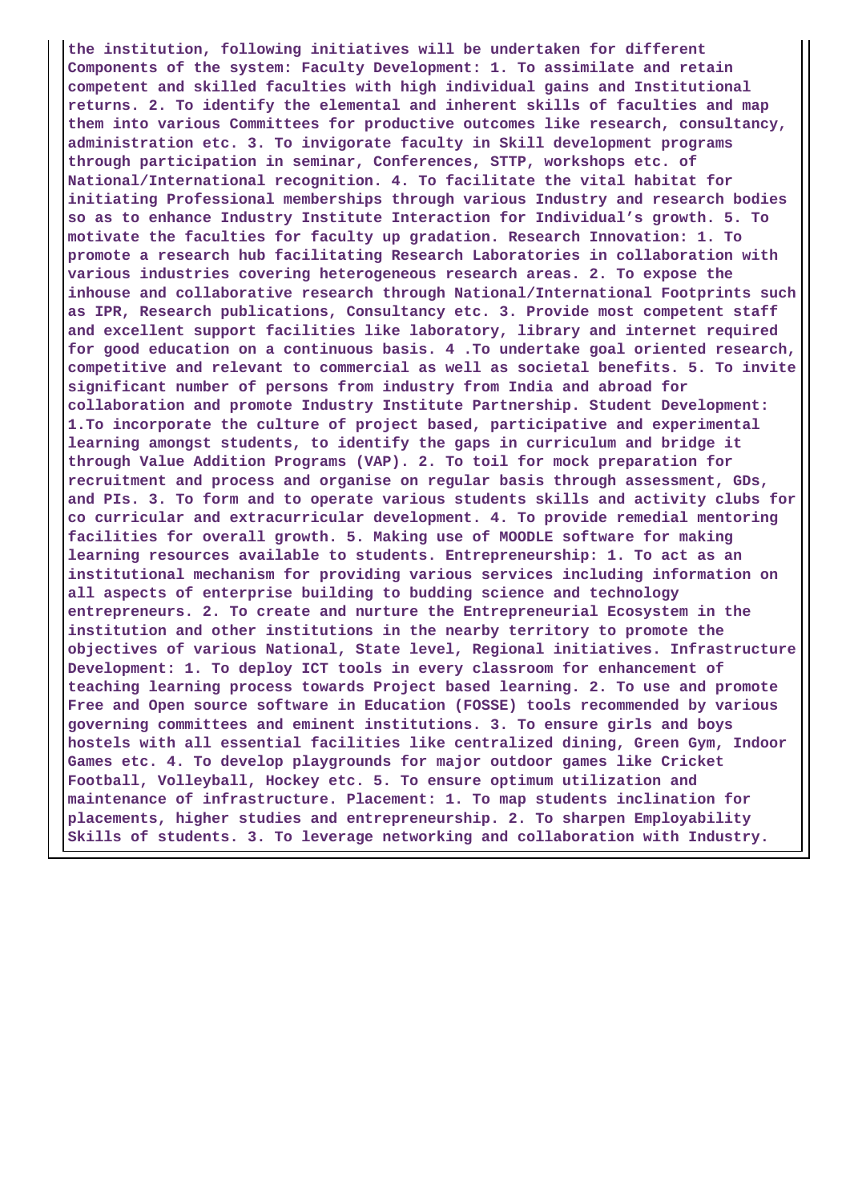**the institution, following initiatives will be undertaken for different Components of the system: Faculty Development: 1. To assimilate and retain competent and skilled faculties with high individual gains and Institutional returns. 2. To identify the elemental and inherent skills of faculties and map them into various Committees for productive outcomes like research, consultancy, administration etc. 3. To invigorate faculty in Skill development programs through participation in seminar, Conferences, STTP, workshops etc. of National/International recognition. 4. To facilitate the vital habitat for initiating Professional memberships through various Industry and research bodies so as to enhance Industry Institute Interaction for Individual's growth. 5. To motivate the faculties for faculty up gradation. Research Innovation: 1. To promote a research hub facilitating Research Laboratories in collaboration with various industries covering heterogeneous research areas. 2. To expose the inhouse and collaborative research through National/International Footprints such as IPR, Research publications, Consultancy etc. 3. Provide most competent staff and excellent support facilities like laboratory, library and internet required for good education on a continuous basis. 4 .To undertake goal oriented research, competitive and relevant to commercial as well as societal benefits. 5. To invite significant number of persons from industry from India and abroad for collaboration and promote Industry Institute Partnership. Student Development: 1.To incorporate the culture of project based, participative and experimental learning amongst students, to identify the gaps in curriculum and bridge it through Value Addition Programs (VAP). 2. To toil for mock preparation for recruitment and process and organise on regular basis through assessment, GDs, and PIs. 3. To form and to operate various students skills and activity clubs for co curricular and extracurricular development. 4. To provide remedial mentoring facilities for overall growth. 5. Making use of MOODLE software for making learning resources available to students. Entrepreneurship: 1. To act as an institutional mechanism for providing various services including information on all aspects of enterprise building to budding science and technology entrepreneurs. 2. To create and nurture the Entrepreneurial Ecosystem in the institution and other institutions in the nearby territory to promote the objectives of various National, State level, Regional initiatives. Infrastructure Development: 1. To deploy ICT tools in every classroom for enhancement of teaching learning process towards Project based learning. 2. To use and promote Free and Open source software in Education (FOSSE) tools recommended by various governing committees and eminent institutions. 3. To ensure girls and boys hostels with all essential facilities like centralized dining, Green Gym, Indoor Games etc. 4. To develop playgrounds for major outdoor games like Cricket Football, Volleyball, Hockey etc. 5. To ensure optimum utilization and maintenance of infrastructure. Placement: 1. To map students inclination for placements, higher studies and entrepreneurship. 2. To sharpen Employability Skills of students. 3. To leverage networking and collaboration with Industry.**